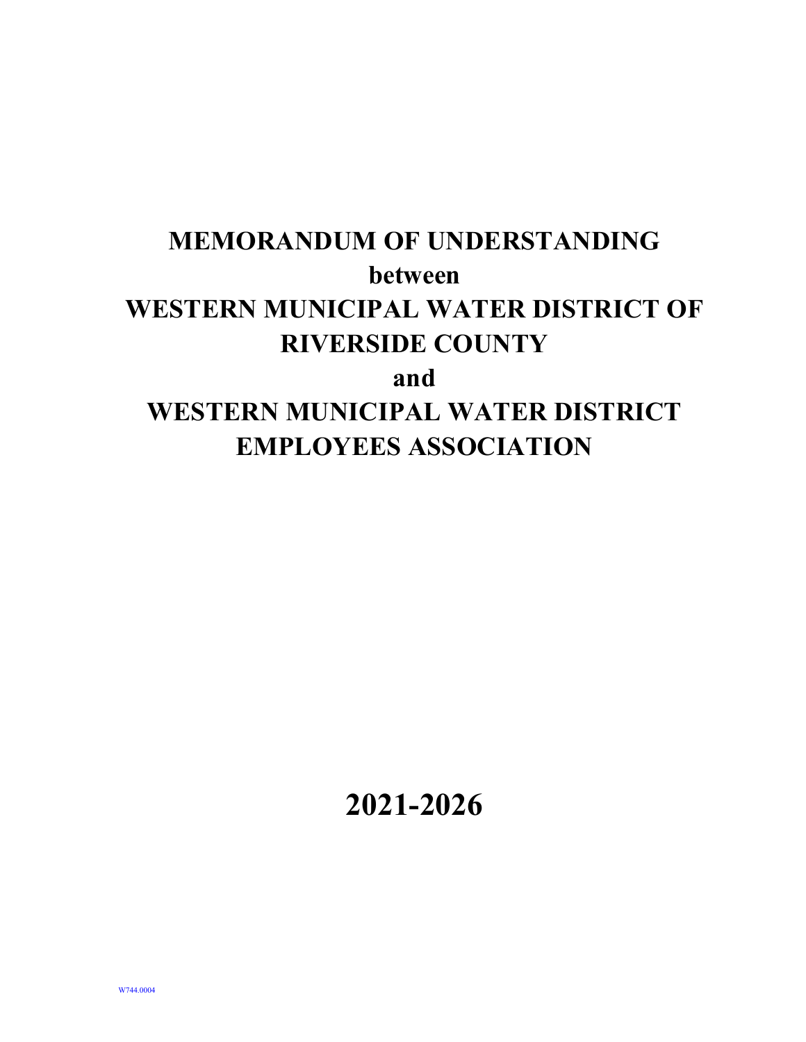# MEMORANDUM OF UNDERSTANDING

## between

## WESTERN MUNICIPAL WATER DISTRICT OF RIVERSIDE COUNTY

## and

## WESTERN MUNICIPAL WATER DISTRICT EMPLOYEES ASSOCIATION

# 2021-2026

W744.0004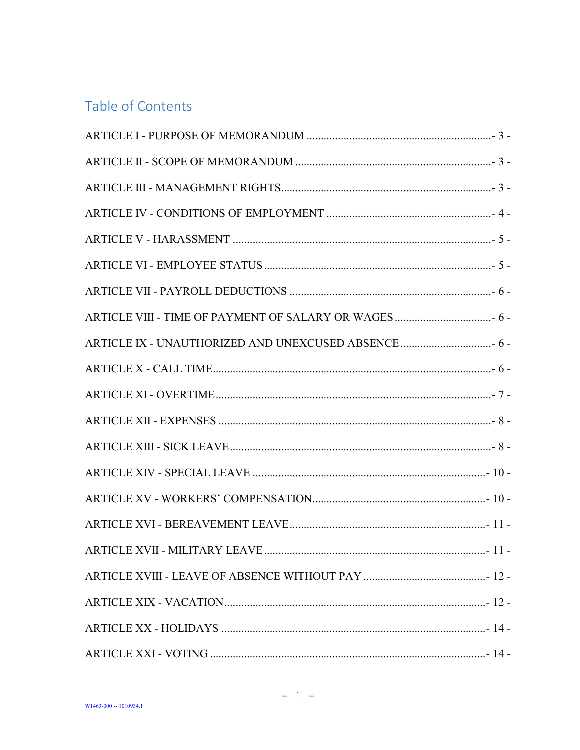## Table of Contents

ARTICLE I - PURPOSE OF MEMORANDUM ................................................................- 3 -

ARTICLE II - SCOPE OF MEMORANDUM ..................................................................- 3 -

ARTICLE III - MANAGEMENT RIGHTS........................................................................- 3 -

ARTICLE IV - CONDITIONS OF EMPLOYMENT ........................................................- 4 -

ARTICLE V - HARASSMENT ..........................................................................................- 5 -

ARTICLE VI - EMPLOYEE STATUS ..............................................................................- 5 -

ARTICLE VII - PAYROLL DEDUCTIONS .....................................................................- 6 -

ARTICLE VIII - TIME OF PAYMENT OF SALARY OR WAGES.................................- 6 -

ARTICLE IX - UNAUTHORIZED AND UNEXCUSED ABSENCE...............................- 6 -

ARTICLE X - CALL TIME................................................................................................- 6 -

ARTICLE XI - OVERTIME...............................................................................................- 7 -

ARTICLE XII - EXPENSES ..............................................................................................- 8 -

ARTICLE XIII - SICK LEAVE..........................................................................................- 8 -

ARTICLE XIV - SPECIAL LEAVE .................................................................................- 10 -

ARTICLE XV - WORKERS' COMPENSATION...........................................................- 10 -

ARTICLE XVI - BEREAVEMENT LEAVE...................................................................- 11 -

ARTICLE XVII - MILITARY LEAVE.............................................................................- 11 -

ARTICLE XVIII - LEAVE OF ABSENCE WITHOUT PAY ..........................................- 12 -

ARTICLE XIX - VACATION...........................................................................................- 12 -

ARTICLE XX - HOLIDAYS ............................................................................................- 14 -

ARTICLE XXI - VOTING ................................................................................................- 14 -

W1463-000 -- 1010934.1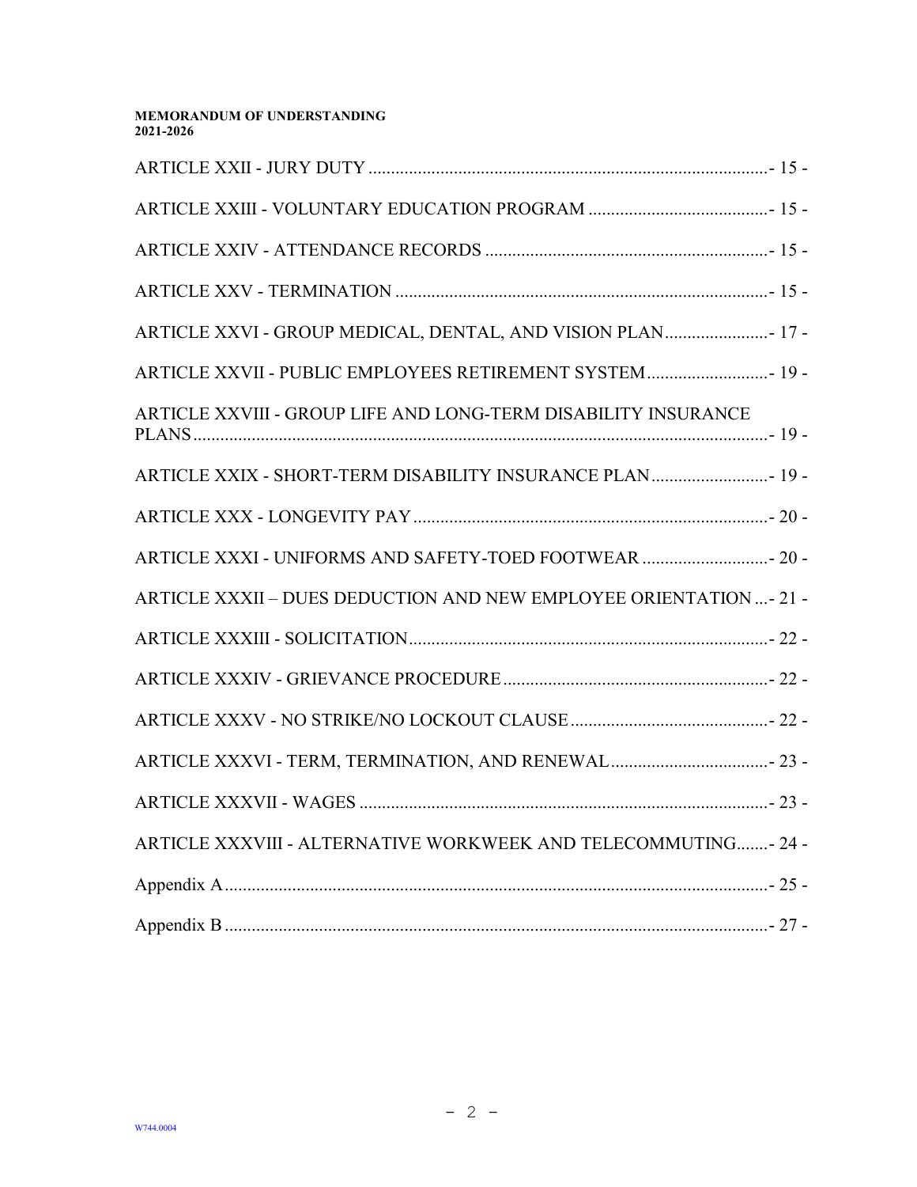ARTICLE XXII - JURY DUTY ....................................................................................- 15 -

ARTICLE XXIII - VOLUNTARY EDUCATION PROGRAM ........................................- 15 -

ARTICLE XXIV - ATTENDANCE RECORDS ...............................................................- 15 -

ARTICLE XXV - TERMINATION ..................................................................................- 15 -

ARTICLE XXVI - GROUP MEDICAL, DENTAL, AND VISION PLAN.......................- 17 -

ARTICLE XXVII - PUBLIC EMPLOYEES RETIREMENT SYSTEM...........................- 19 -

ARTICLE XXVIII - GROUP LIFE AND LONG-TERM DISABILITY INSURANCE PLANS..................................................................................................................- 19 -

ARTICLE XXIX - SHORT-TERM DISABILITY INSURANCE PLAN..........................- 19 -

ARTICLE XXX - LONGEVITY PAY ...............................................................................- 20 -

ARTICLE XXXI - UNIFORMS AND SAFETY-TOED FOOTWEAR ............................- 20 -

ARTICLE XXXII – DUES DEDUCTION AND NEW EMPLOYEE ORIENTATION ...- 21 -

ARTICLE XXXIII - SOLICITATION................................................................................- 22 -

ARTICLE XXXIV - GRIEVANCE PROCEDURE ............................................................- 22 -

ARTICLE XXXV - NO STRIKE/NO LOCKOUT CLAUSE ............................................- 22 -

ARTICLE XXXVI - TERM, TERMINATION, AND RENEWAL...................................- 23 -

ARTICLE XXXVII - WAGES ............................................................................................- 23 -

ARTICLE XXXVIII - ALTERNATIVE WORKWEEK AND TELECOMMUTING.......- 24 -

Appendix A ..........................................................................................................................- 25 -

Appendix B ..........................................................................................................................- 27 -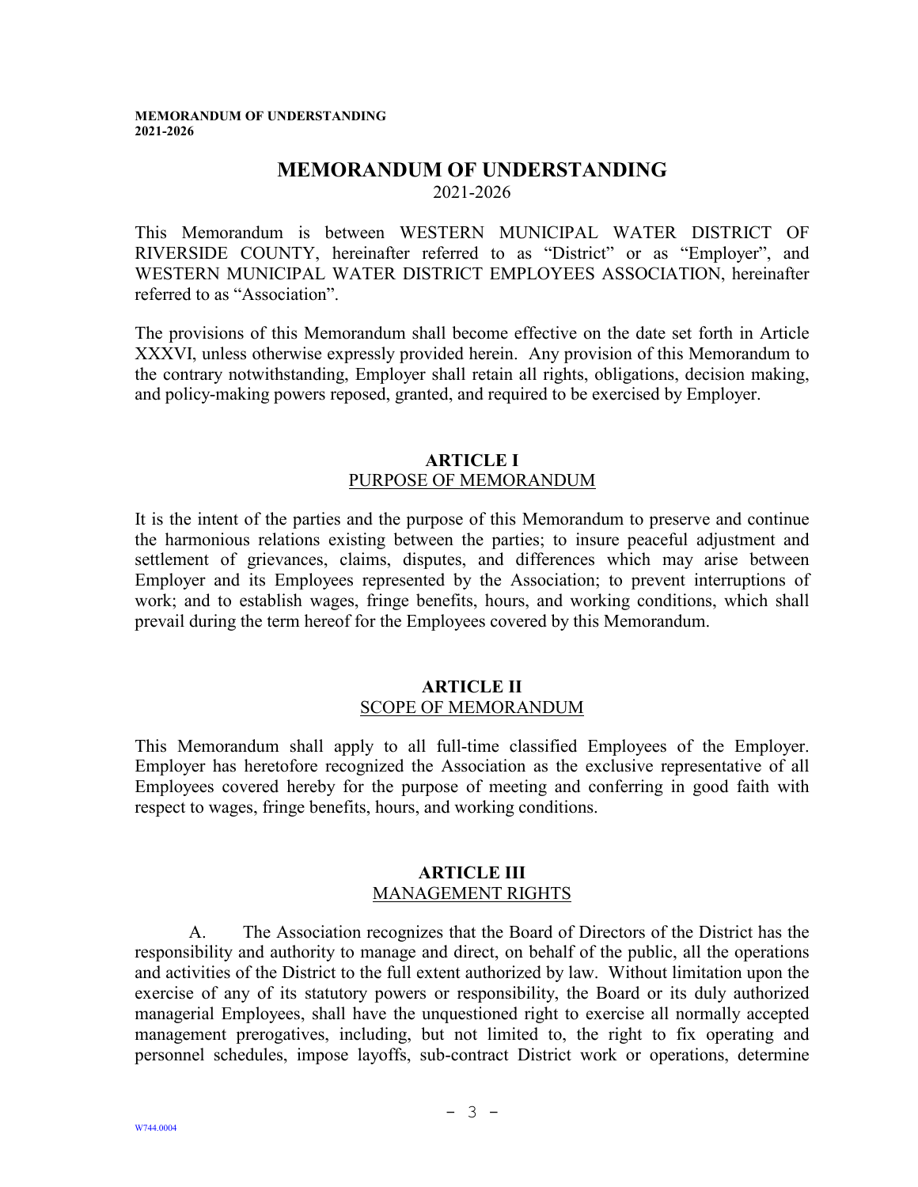# MEMORANDUM OF UNDERSTANDING

2021-2026

This Memorandum is between WESTERN MUNICIPAL WATER DISTRICT OF RIVERSIDE COUNTY, hereinafter referred to as "District" or as "Employer", and WESTERN MUNICIPAL WATER DISTRICT EMPLOYEES ASSOCIATION, hereinafter referred to as "Association".

The provisions of this Memorandum shall become effective on the date set forth in Article XXXVI, unless otherwise expressly provided herein. Any provision of this Memorandum to the contrary notwithstanding, Employer shall retain all rights, obligations, decision making, and policy-making powers reposed, granted, and required to be exercised by Employer.

## ARTICLE I
## PURPOSE OF MEMORANDUM

It is the intent of the parties and the purpose of this Memorandum to preserve and continue the harmonious relations existing between the parties; to insure peaceful adjustment and settlement of grievances, claims, disputes, and differences which may arise between Employer and its Employees represented by the Association; to prevent interruptions of work; and to establish wages, fringe benefits, hours, and working conditions, which shall prevail during the term hereof for the Employees covered by this Memorandum.

## ARTICLE II
## SCOPE OF MEMORANDUM

This Memorandum shall apply to all full-time classified Employees of the Employer. Employer has heretofore recognized the Association as the exclusive representative of all Employees covered hereby for the purpose of meeting and conferring in good faith with respect to wages, fringe benefits, hours, and working conditions.

## ARTICLE III
## MANAGEMENT RIGHTS

A. The Association recognizes that the Board of Directors of the District has the responsibility and authority to manage and direct, on behalf of the public, all the operations and activities of the District to the full extent authorized by law. Without limitation upon the exercise of any of its statutory powers or responsibility, the Board or its duly authorized managerial Employees, shall have the unquestioned right to exercise all normally accepted management prerogatives, including, but not limited to, the right to fix operating and personnel schedules, impose layoffs, sub-contract District work or operations, determine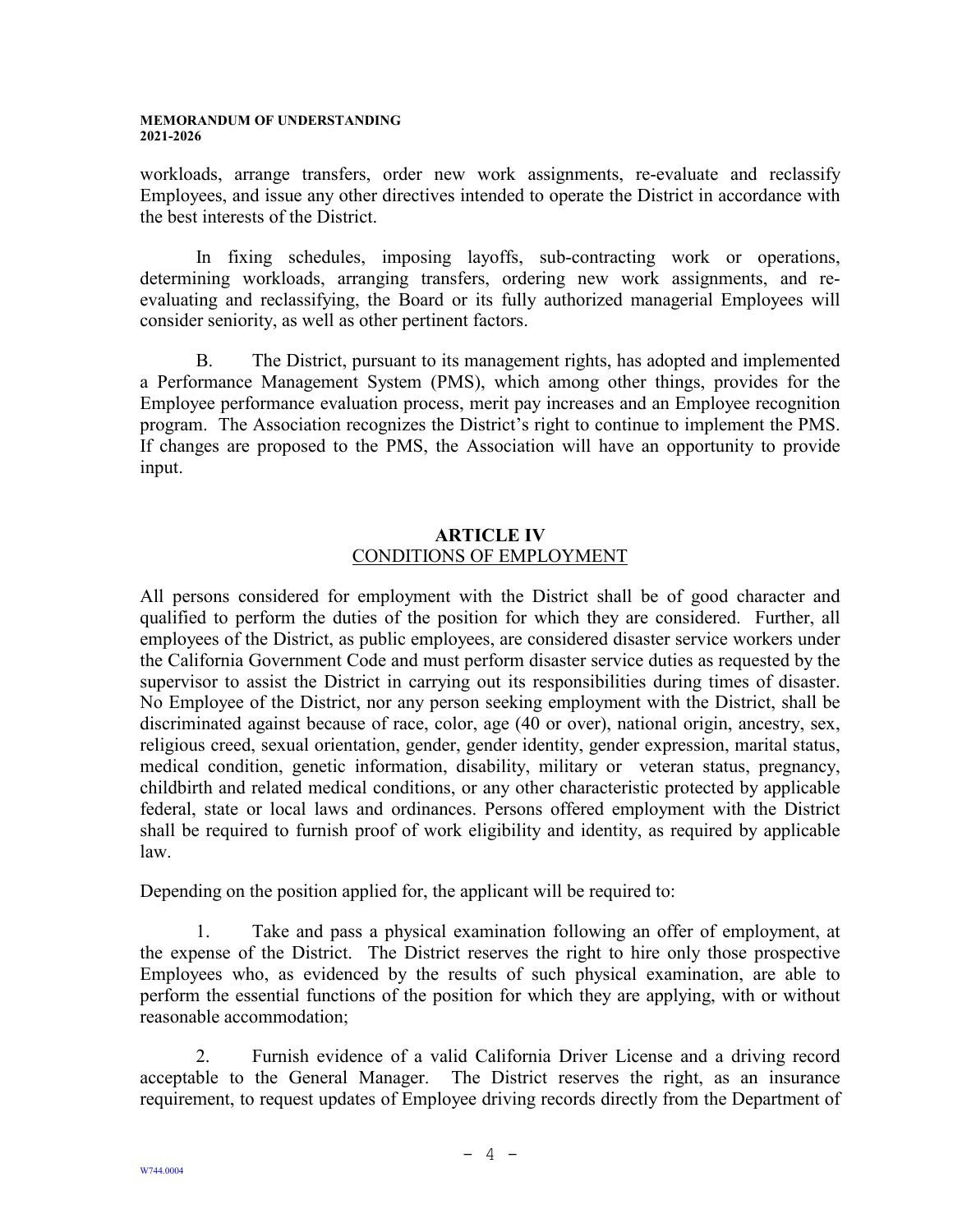workloads, arrange transfers, order new work assignments, re-evaluate and reclassify Employees, and issue any other directives intended to operate the District in accordance with the best interests of the District.

In fixing schedules, imposing layoffs, sub-contracting work or operations, determining workloads, arranging transfers, ordering new work assignments, and re-evaluating and reclassifying, the Board or its fully authorized managerial Employees will consider seniority, as well as other pertinent factors.

B. The District, pursuant to its management rights, has adopted and implemented a Performance Management System (PMS), which among other things, provides for the Employee performance evaluation process, merit pay increases and an Employee recognition program. The Association recognizes the District's right to continue to implement the PMS. If changes are proposed to the PMS, the Association will have an opportunity to provide input.

## ARTICLE IV
## CONDITIONS OF EMPLOYMENT

All persons considered for employment with the District shall be of good character and qualified to perform the duties of the position for which they are considered. Further, all employees of the District, as public employees, are considered disaster service workers under the California Government Code and must perform disaster service duties as requested by the supervisor to assist the District in carrying out its responsibilities during times of disaster. No Employee of the District, nor any person seeking employment with the District, shall be discriminated against because of race, color, age (40 or over), national origin, ancestry, sex, religious creed, sexual orientation, gender, gender identity, gender expression, marital status, medical condition, genetic information, disability, military or veteran status, pregnancy, childbirth and related medical conditions, or any other characteristic protected by applicable federal, state or local laws and ordinances. Persons offered employment with the District shall be required to furnish proof of work eligibility and identity, as required by applicable law.

Depending on the position applied for, the applicant will be required to:

1. Take and pass a physical examination following an offer of employment, at the expense of the District. The District reserves the right to hire only those prospective Employees who, as evidenced by the results of such physical examination, are able to perform the essential functions of the position for which they are applying, with or without reasonable accommodation;

2. Furnish evidence of a valid California Driver License and a driving record acceptable to the General Manager. The District reserves the right, as an insurance requirement, to request updates of Employee driving records directly from the Department of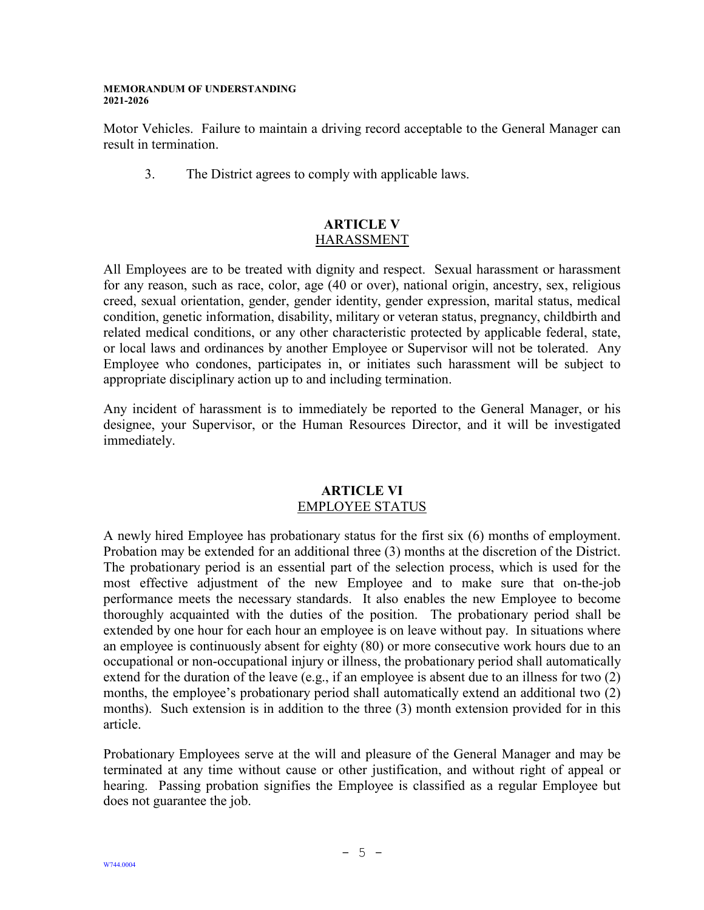Motor Vehicles. Failure to maintain a driving record acceptable to the General Manager can result in termination.

3. The District agrees to comply with applicable laws.

## ARTICLE V
## HARASSMENT

All Employees are to be treated with dignity and respect. Sexual harassment or harassment for any reason, such as race, color, age (40 or over), national origin, ancestry, sex, religious creed, sexual orientation, gender, gender identity, gender expression, marital status, medical condition, genetic information, disability, military or veteran status, pregnancy, childbirth and related medical conditions, or any other characteristic protected by applicable federal, state, or local laws and ordinances by another Employee or Supervisor will not be tolerated. Any Employee who condones, participates in, or initiates such harassment will be subject to appropriate disciplinary action up to and including termination.

Any incident of harassment is to immediately be reported to the General Manager, or his designee, your Supervisor, or the Human Resources Director, and it will be investigated immediately.

## ARTICLE VI
## EMPLOYEE STATUS

A newly hired Employee has probationary status for the first six (6) months of employment. Probation may be extended for an additional three (3) months at the discretion of the District. The probationary period is an essential part of the selection process, which is used for the most effective adjustment of the new Employee and to make sure that on-the-job performance meets the necessary standards. It also enables the new Employee to become thoroughly acquainted with the duties of the position. The probationary period shall be extended by one hour for each hour an employee is on leave without pay. In situations where an employee is continuously absent for eighty (80) or more consecutive work hours due to an occupational or non-occupational injury or illness, the probationary period shall automatically extend for the duration of the leave (e.g., if an employee is absent due to an illness for two (2) months, the employee's probationary period shall automatically extend an additional two (2) months). Such extension is in addition to the three (3) month extension provided for in this article.

Probationary Employees serve at the will and pleasure of the General Manager and may be terminated at any time without cause or other justification, and without right of appeal or hearing. Passing probation signifies the Employee is classified as a regular Employee but does not guarantee the job.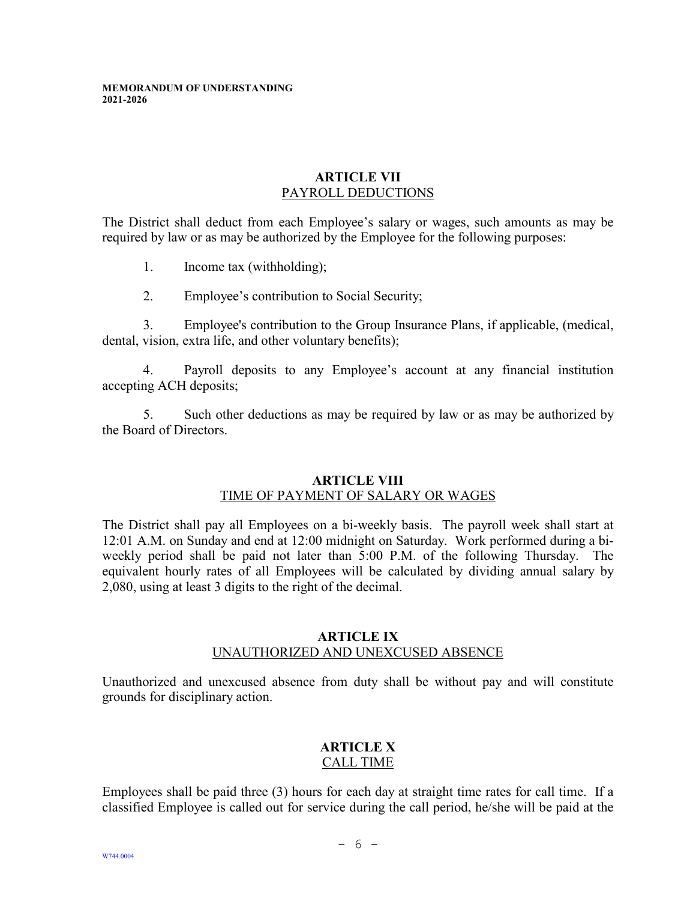## ARTICLE VII
PAYROLL DEDUCTIONS

The District shall deduct from each Employee's salary or wages, such amounts as may be required by law or as may be authorized by the Employee for the following purposes:

1. Income tax (withholding);

2. Employee's contribution to Social Security;

3. Employee's contribution to the Group Insurance Plans, if applicable, (medical, dental, vision, extra life, and other voluntary benefits);

4. Payroll deposits to any Employee's account at any financial institution accepting ACH deposits;

5. Such other deductions as may be required by law or as may be authorized by the Board of Directors.

## ARTICLE VIII
TIME OF PAYMENT OF SALARY OR WAGES

The District shall pay all Employees on a bi-weekly basis. The payroll week shall start at 12:01 A.M. on Sunday and end at 12:00 midnight on Saturday. Work performed during a bi-weekly period shall be paid not later than 5:00 P.M. of the following Thursday. The equivalent hourly rates of all Employees will be calculated by dividing annual salary by 2,080, using at least 3 digits to the right of the decimal.

## ARTICLE IX
UNAUTHORIZED AND UNEXCUSED ABSENCE

Unauthorized and unexcused absence from duty shall be without pay and will constitute grounds for disciplinary action.

## ARTICLE X
CALL TIME

Employees shall be paid three (3) hours for each day at straight time rates for call time. If a classified Employee is called out for service during the call period, he/she will be paid at the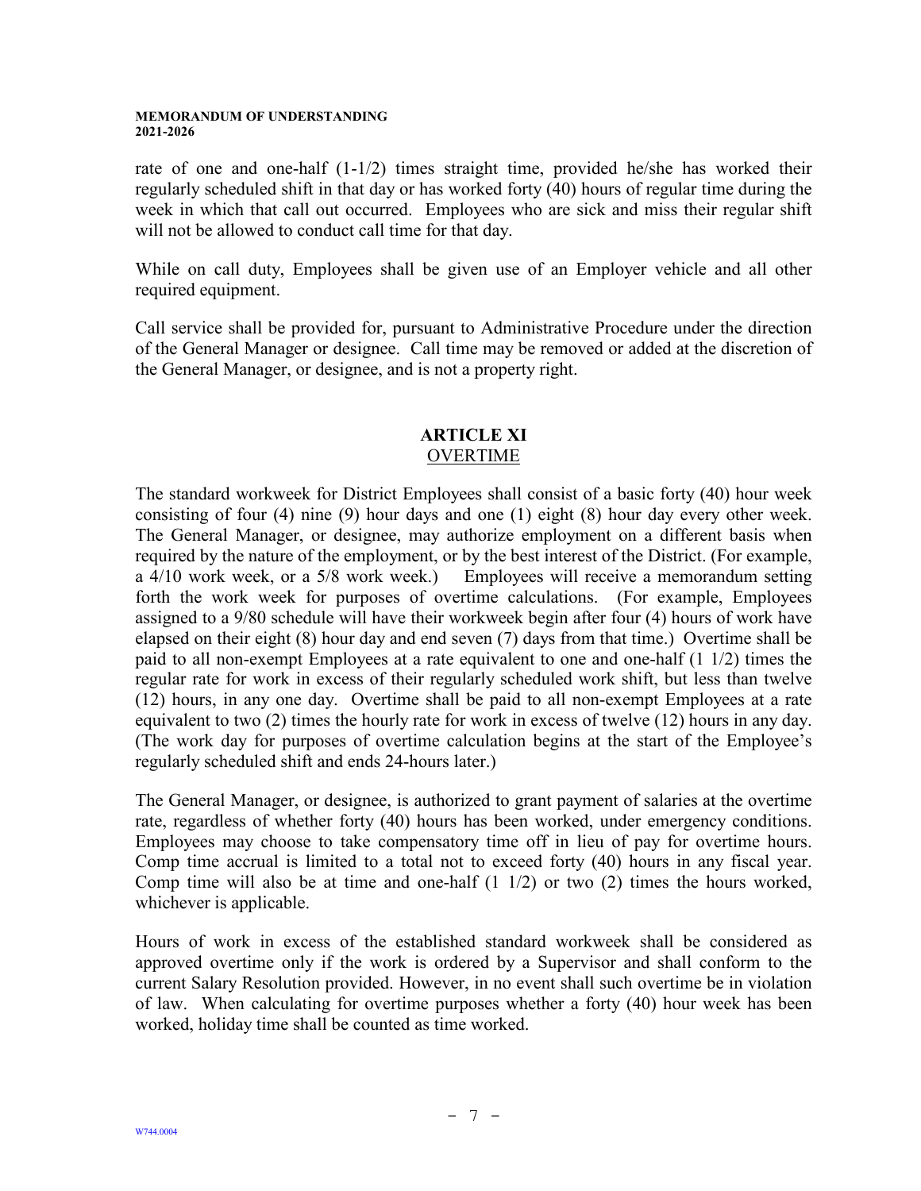rate of one and one-half (1-1/2) times straight time, provided he/she has worked their regularly scheduled shift in that day or has worked forty (40) hours of regular time during the week in which that call out occurred. Employees who are sick and miss their regular shift will not be allowed to conduct call time for that day.

While on call duty, Employees shall be given use of an Employer vehicle and all other required equipment.

Call service shall be provided for, pursuant to Administrative Procedure under the direction of the General Manager or designee. Call time may be removed or added at the discretion of the General Manager, or designee, and is not a property right.

## ARTICLE XI
## OVERTIME

The standard workweek for District Employees shall consist of a basic forty (40) hour week consisting of four (4) nine (9) hour days and one (1) eight (8) hour day every other week. The General Manager, or designee, may authorize employment on a different basis when required by the nature of the employment, or by the best interest of the District. (For example, a 4/10 work week, or a 5/8 work week.) Employees will receive a memorandum setting forth the work week for purposes of overtime calculations. (For example, Employees assigned to a 9/80 schedule will have their workweek begin after four (4) hours of work have elapsed on their eight (8) hour day and end seven (7) days from that time.) Overtime shall be paid to all non-exempt Employees at a rate equivalent to one and one-half (1 1/2) times the regular rate for work in excess of their regularly scheduled work shift, but less than twelve (12) hours, in any one day. Overtime shall be paid to all non-exempt Employees at a rate equivalent to two (2) times the hourly rate for work in excess of twelve (12) hours in any day. (The work day for purposes of overtime calculation begins at the start of the Employee's regularly scheduled shift and ends 24-hours later.)

The General Manager, or designee, is authorized to grant payment of salaries at the overtime rate, regardless of whether forty (40) hours has been worked, under emergency conditions. Employees may choose to take compensatory time off in lieu of pay for overtime hours. Comp time accrual is limited to a total not to exceed forty (40) hours in any fiscal year. Comp time will also be at time and one-half (1 1/2) or two (2) times the hours worked, whichever is applicable.

Hours of work in excess of the established standard workweek shall be considered as approved overtime only if the work is ordered by a Supervisor and shall conform to the current Salary Resolution provided. However, in no event shall such overtime be in violation of law. When calculating for overtime purposes whether a forty (40) hour week has been worked, holiday time shall be counted as time worked.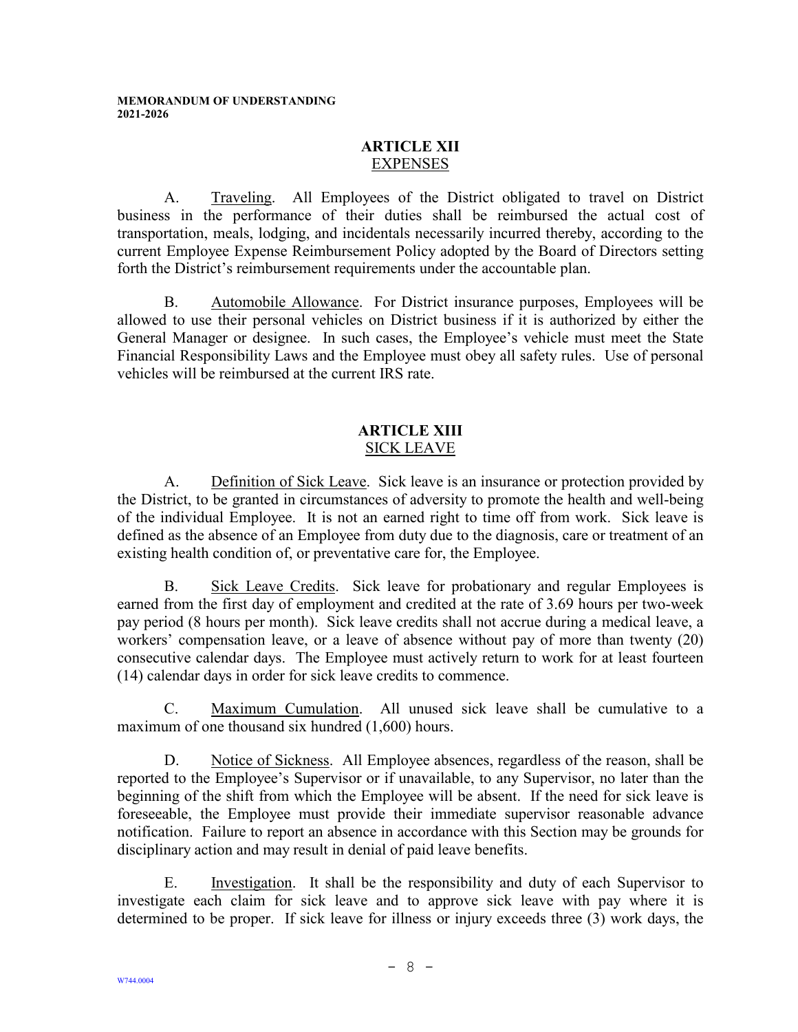## ARTICLE XII
## EXPENSES

A. Traveling. All Employees of the District obligated to travel on District business in the performance of their duties shall be reimbursed the actual cost of transportation, meals, lodging, and incidentals necessarily incurred thereby, according to the current Employee Expense Reimbursement Policy adopted by the Board of Directors setting forth the District's reimbursement requirements under the accountable plan.

B. Automobile Allowance. For District insurance purposes, Employees will be allowed to use their personal vehicles on District business if it is authorized by either the General Manager or designee. In such cases, the Employee's vehicle must meet the State Financial Responsibility Laws and the Employee must obey all safety rules. Use of personal vehicles will be reimbursed at the current IRS rate.

## ARTICLE XIII
## SICK LEAVE

A. Definition of Sick Leave. Sick leave is an insurance or protection provided by the District, to be granted in circumstances of adversity to promote the health and well-being of the individual Employee. It is not an earned right to time off from work. Sick leave is defined as the absence of an Employee from duty due to the diagnosis, care or treatment of an existing health condition of, or preventative care for, the Employee.

B. Sick Leave Credits. Sick leave for probationary and regular Employees is earned from the first day of employment and credited at the rate of 3.69 hours per two-week pay period (8 hours per month). Sick leave credits shall not accrue during a medical leave, a workers' compensation leave, or a leave of absence without pay of more than twenty (20) consecutive calendar days. The Employee must actively return to work for at least fourteen (14) calendar days in order for sick leave credits to commence.

C. Maximum Cumulation. All unused sick leave shall be cumulative to a maximum of one thousand six hundred (1,600) hours.

D. Notice of Sickness. All Employee absences, regardless of the reason, shall be reported to the Employee's Supervisor or if unavailable, to any Supervisor, no later than the beginning of the shift from which the Employee will be absent. If the need for sick leave is foreseeable, the Employee must provide their immediate supervisor reasonable advance notification. Failure to report an absence in accordance with this Section may be grounds for disciplinary action and may result in denial of paid leave benefits.

E. Investigation. It shall be the responsibility and duty of each Supervisor to investigate each claim for sick leave and to approve sick leave with pay where it is determined to be proper. If sick leave for illness or injury exceeds three (3) work days, the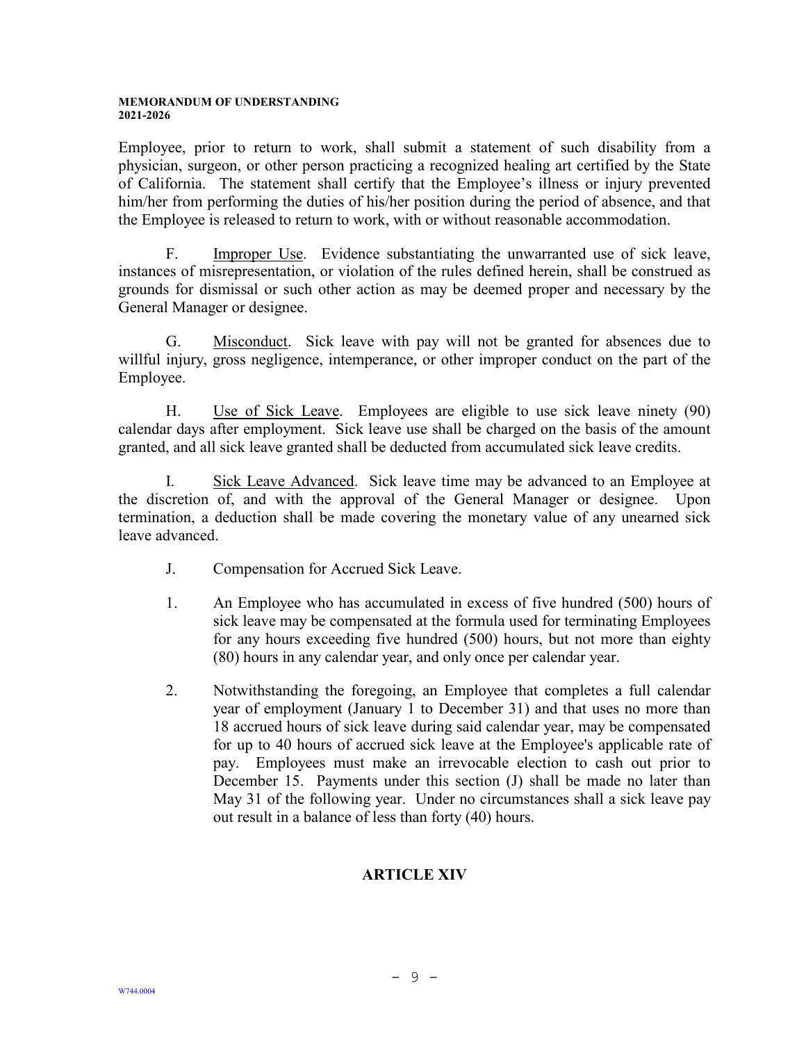Employee, prior to return to work, shall submit a statement of such disability from a physician, surgeon, or other person practicing a recognized healing art certified by the State of California. The statement shall certify that the Employee's illness or injury prevented him/her from performing the duties of his/her position during the period of absence, and that the Employee is released to return to work, with or without reasonable accommodation.

F. Improper Use. Evidence substantiating the unwarranted use of sick leave, instances of misrepresentation, or violation of the rules defined herein, shall be construed as grounds for dismissal or such other action as may be deemed proper and necessary by the General Manager or designee.

G. Misconduct. Sick leave with pay will not be granted for absences due to willful injury, gross negligence, intemperance, or other improper conduct on the part of the Employee.

H. Use of Sick Leave. Employees are eligible to use sick leave ninety (90) calendar days after employment. Sick leave use shall be charged on the basis of the amount granted, and all sick leave granted shall be deducted from accumulated sick leave credits.

I. Sick Leave Advanced. Sick leave time may be advanced to an Employee at the discretion of, and with the approval of the General Manager or designee. Upon termination, a deduction shall be made covering the monetary value of any unearned sick leave advanced.

J. Compensation for Accrued Sick Leave.

1. An Employee who has accumulated in excess of five hundred (500) hours of sick leave may be compensated at the formula used for terminating Employees for any hours exceeding five hundred (500) hours, but not more than eighty (80) hours in any calendar year, and only once per calendar year.

2. Notwithstanding the foregoing, an Employee that completes a full calendar year of employment (January 1 to December 31) and that uses no more than 18 accrued hours of sick leave during said calendar year, may be compensated for up to 40 hours of accrued sick leave at the Employee's applicable rate of pay. Employees must make an irrevocable election to cash out prior to December 15. Payments under this section (J) shall be made no later than May 31 of the following year. Under no circumstances shall a sick leave pay out result in a balance of less than forty (40) hours.

## ARTICLE XIV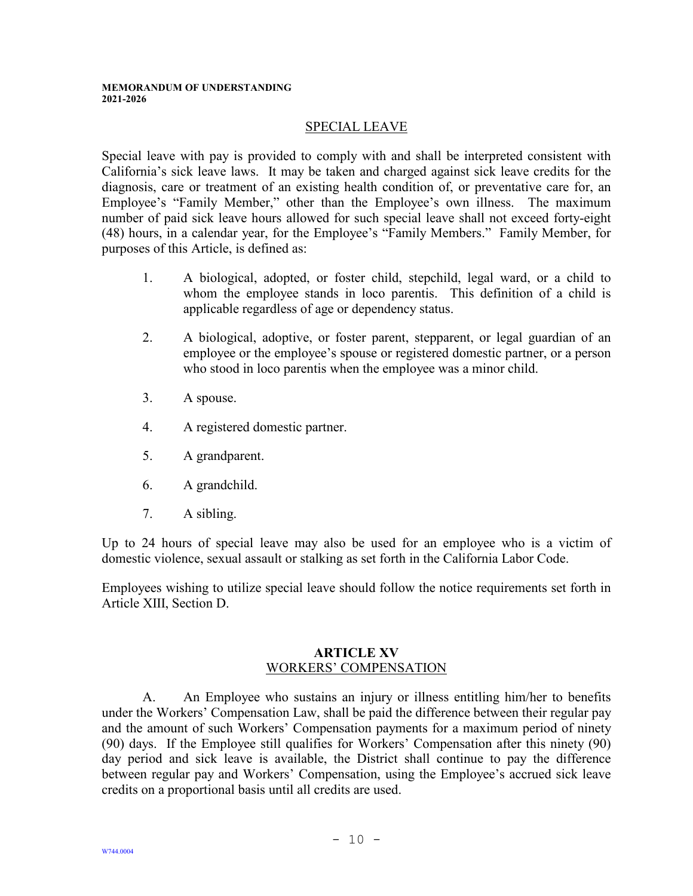## SPECIAL LEAVE

Special leave with pay is provided to comply with and shall be interpreted consistent with California's sick leave laws. It may be taken and charged against sick leave credits for the diagnosis, care or treatment of an existing health condition of, or preventative care for, an Employee's "Family Member," other than the Employee's own illness. The maximum number of paid sick leave hours allowed for such special leave shall not exceed forty-eight (48) hours, in a calendar year, for the Employee's "Family Members." Family Member, for purposes of this Article, is defined as:

1. A biological, adopted, or foster child, stepchild, legal ward, or a child to whom the employee stands in loco parentis. This definition of a child is applicable regardless of age or dependency status.

2. A biological, adoptive, or foster parent, stepparent, or legal guardian of an employee or the employee's spouse or registered domestic partner, or a person who stood in loco parentis when the employee was a minor child.

3. A spouse.

4. A registered domestic partner.

5. A grandparent.

6. A grandchild.

7. A sibling.

Up to 24 hours of special leave may also be used for an employee who is a victim of domestic violence, sexual assault or stalking as set forth in the California Labor Code.

Employees wishing to utilize special leave should follow the notice requirements set forth in Article XIII, Section D.

# ARTICLE XV
## WORKERS' COMPENSATION

A. An Employee who sustains an injury or illness entitling him/her to benefits under the Workers' Compensation Law, shall be paid the difference between their regular pay and the amount of such Workers' Compensation payments for a maximum period of ninety (90) days. If the Employee still qualifies for Workers' Compensation after this ninety (90) day period and sick leave is available, the District shall continue to pay the difference between regular pay and Workers' Compensation, using the Employee's accrued sick leave credits on a proportional basis until all credits are used.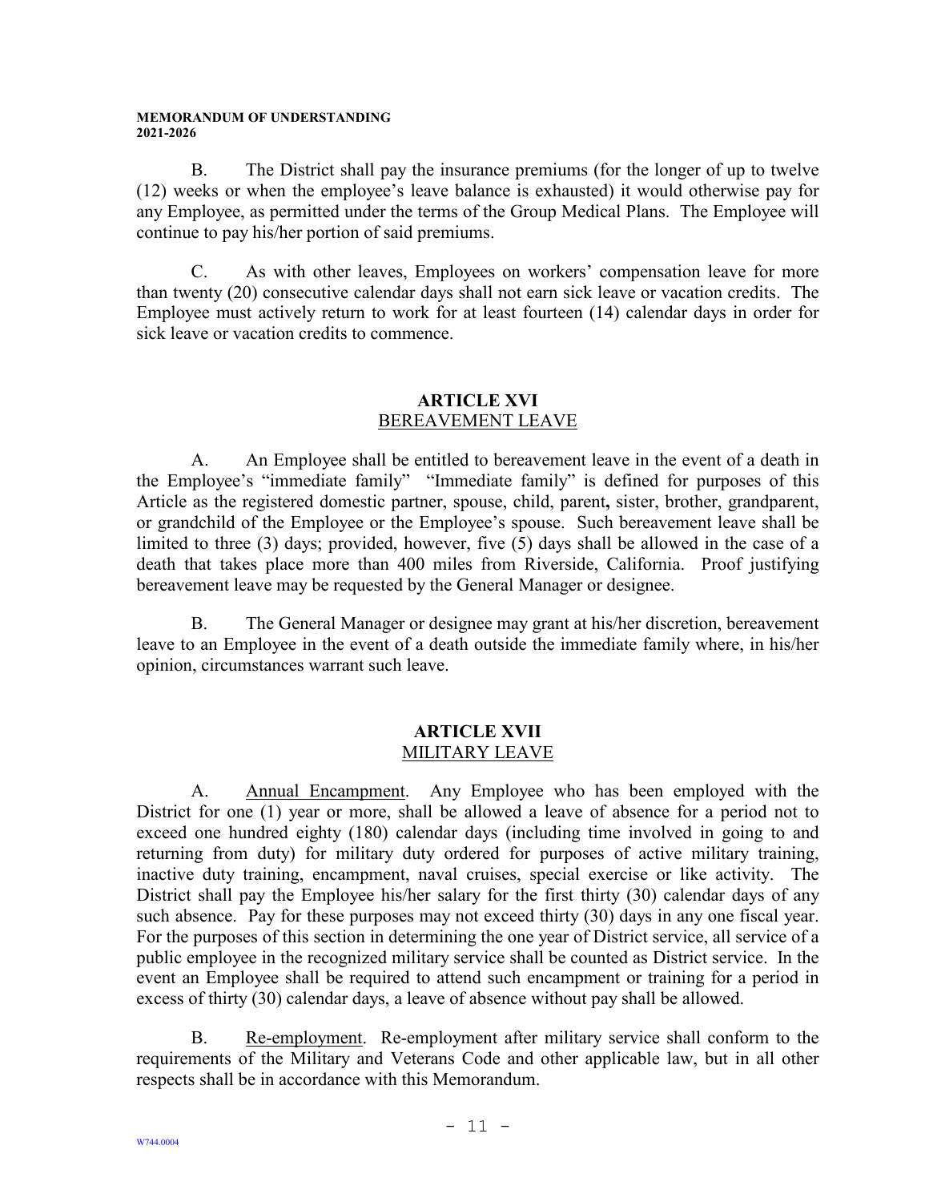B. The District shall pay the insurance premiums (for the longer of up to twelve (12) weeks or when the employee's leave balance is exhausted) it would otherwise pay for any Employee, as permitted under the terms of the Group Medical Plans. The Employee will continue to pay his/her portion of said premiums.

C. As with other leaves, Employees on workers' compensation leave for more than twenty (20) consecutive calendar days shall not earn sick leave or vacation credits. The Employee must actively return to work for at least fourteen (14) calendar days in order for sick leave or vacation credits to commence.

## ARTICLE XVI
## BEREAVEMENT LEAVE

A. An Employee shall be entitled to bereavement leave in the event of a death in the Employee's "immediate family" "Immediate family" is defined for purposes of this Article as the registered domestic partner, spouse, child, parent**,** sister, brother, grandparent, or grandchild of the Employee or the Employee's spouse. Such bereavement leave shall be limited to three (3) days; provided, however, five (5) days shall be allowed in the case of a death that takes place more than 400 miles from Riverside, California. Proof justifying bereavement leave may be requested by the General Manager or designee.

B. The General Manager or designee may grant at his/her discretion, bereavement leave to an Employee in the event of a death outside the immediate family where, in his/her opinion, circumstances warrant such leave.

## ARTICLE XVII
## MILITARY LEAVE

A. Annual Encampment. Any Employee who has been employed with the District for one (1) year or more, shall be allowed a leave of absence for a period not to exceed one hundred eighty (180) calendar days (including time involved in going to and returning from duty) for military duty ordered for purposes of active military training, inactive duty training, encampment, naval cruises, special exercise or like activity. The District shall pay the Employee his/her salary for the first thirty (30) calendar days of any such absence. Pay for these purposes may not exceed thirty (30) days in any one fiscal year. For the purposes of this section in determining the one year of District service, all service of a public employee in the recognized military service shall be counted as District service. In the event an Employee shall be required to attend such encampment or training for a period in excess of thirty (30) calendar days, a leave of absence without pay shall be allowed.

B. Re-employment. Re-employment after military service shall conform to the requirements of the Military and Veterans Code and other applicable law, but in all other respects shall be in accordance with this Memorandum.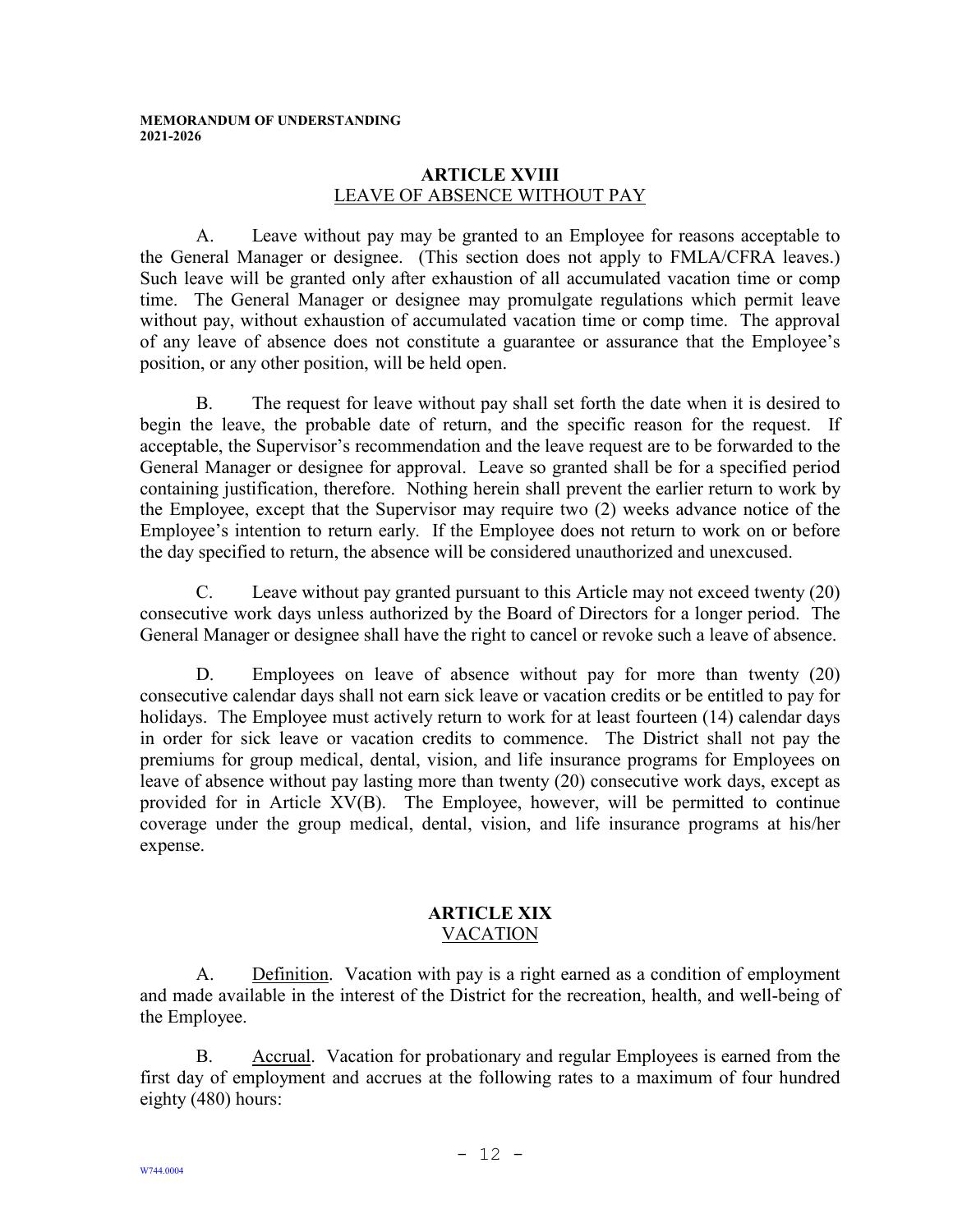## ARTICLE XVIII
LEAVE OF ABSENCE WITHOUT PAY

A. Leave without pay may be granted to an Employee for reasons acceptable to the General Manager or designee. (This section does not apply to FMLA/CFRA leaves.) Such leave will be granted only after exhaustion of all accumulated vacation time or comp time. The General Manager or designee may promulgate regulations which permit leave without pay, without exhaustion of accumulated vacation time or comp time. The approval of any leave of absence does not constitute a guarantee or assurance that the Employee's position, or any other position, will be held open.

B. The request for leave without pay shall set forth the date when it is desired to begin the leave, the probable date of return, and the specific reason for the request. If acceptable, the Supervisor's recommendation and the leave request are to be forwarded to the General Manager or designee for approval. Leave so granted shall be for a specified period containing justification, therefore. Nothing herein shall prevent the earlier return to work by the Employee, except that the Supervisor may require two (2) weeks advance notice of the Employee's intention to return early. If the Employee does not return to work on or before the day specified to return, the absence will be considered unauthorized and unexcused.

C. Leave without pay granted pursuant to this Article may not exceed twenty (20) consecutive work days unless authorized by the Board of Directors for a longer period. The General Manager or designee shall have the right to cancel or revoke such a leave of absence.

D. Employees on leave of absence without pay for more than twenty (20) consecutive calendar days shall not earn sick leave or vacation credits or be entitled to pay for holidays. The Employee must actively return to work for at least fourteen (14) calendar days in order for sick leave or vacation credits to commence. The District shall not pay the premiums for group medical, dental, vision, and life insurance programs for Employees on leave of absence without pay lasting more than twenty (20) consecutive work days, except as provided for in Article XV(B). The Employee, however, will be permitted to continue coverage under the group medical, dental, vision, and life insurance programs at his/her expense.

## ARTICLE XIX
VACATION

A. Definition. Vacation with pay is a right earned as a condition of employment and made available in the interest of the District for the recreation, health, and well-being of the Employee.

B. Accrual. Vacation for probationary and regular Employees is earned from the first day of employment and accrues at the following rates to a maximum of four hundred eighty (480) hours: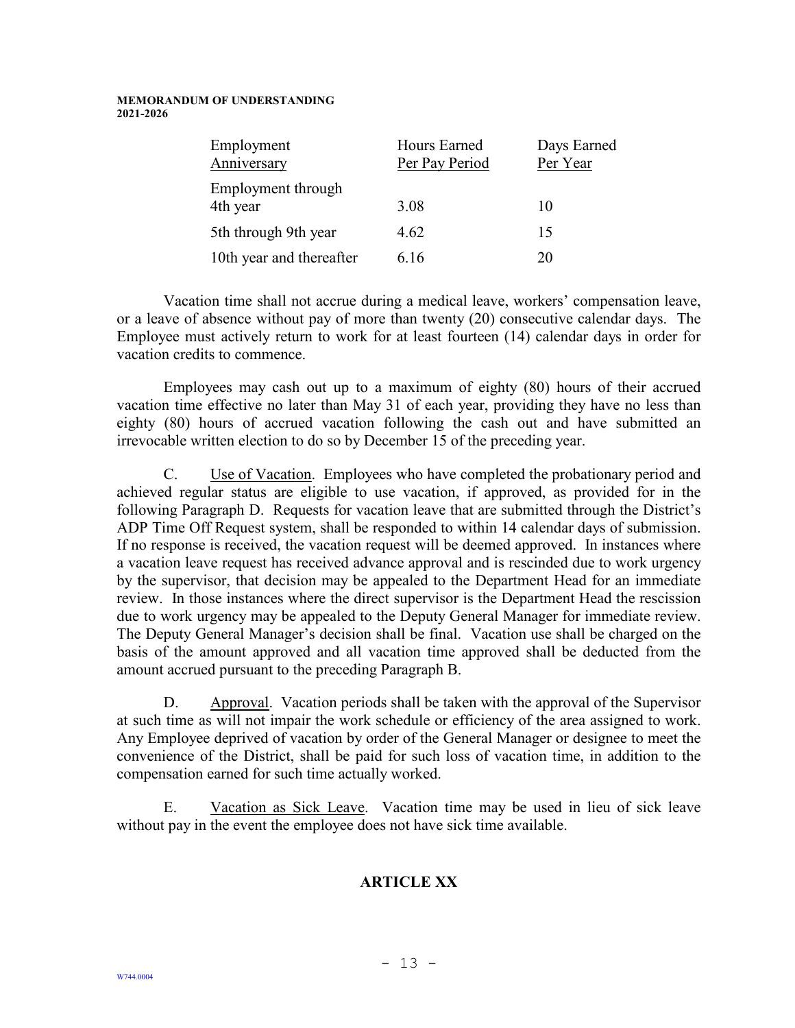| Employment Anniversary | Hours Earned Per Pay Period | Days Earned Per Year |
|---|---|---|
| Employment through 4th year | 3.08 | 10 |
| 5th through 9th year | 4.62 | 15 |
| 10th year and thereafter | 6.16 | 20 |

Vacation time shall not accrue during a medical leave, workers' compensation leave, or a leave of absence without pay of more than twenty (20) consecutive calendar days. The Employee must actively return to work for at least fourteen (14) calendar days in order for vacation credits to commence.

Employees may cash out up to a maximum of eighty (80) hours of their accrued vacation time effective no later than May 31 of each year, providing they have no less than eighty (80) hours of accrued vacation following the cash out and have submitted an irrevocable written election to do so by December 15 of the preceding year.

C. Use of Vacation. Employees who have completed the probationary period and achieved regular status are eligible to use vacation, if approved, as provided for in the following Paragraph D. Requests for vacation leave that are submitted through the District's ADP Time Off Request system, shall be responded to within 14 calendar days of submission. If no response is received, the vacation request will be deemed approved. In instances where a vacation leave request has received advance approval and is rescinded due to work urgency by the supervisor, that decision may be appealed to the Department Head for an immediate review. In those instances where the direct supervisor is the Department Head the rescission due to work urgency may be appealed to the Deputy General Manager for immediate review. The Deputy General Manager's decision shall be final. Vacation use shall be charged on the basis of the amount approved and all vacation time approved shall be deducted from the amount accrued pursuant to the preceding Paragraph B.

D. Approval. Vacation periods shall be taken with the approval of the Supervisor at such time as will not impair the work schedule or efficiency of the area assigned to work. Any Employee deprived of vacation by order of the General Manager or designee to meet the convenience of the District, shall be paid for such loss of vacation time, in addition to the compensation earned for such time actually worked.

E. Vacation as Sick Leave. Vacation time may be used in lieu of sick leave without pay in the event the employee does not have sick time available.

## ARTICLE XX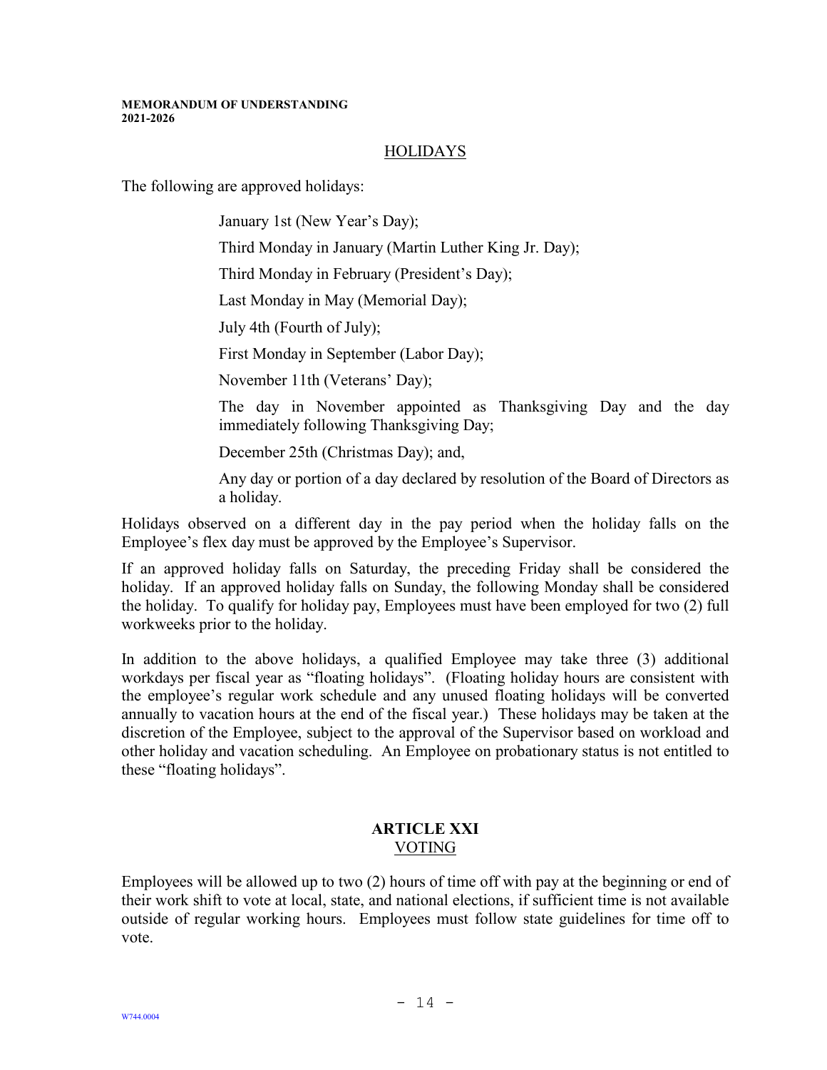## HOLIDAYS

The following are approved holidays:

> January 1st (New Year's Day);
>
> Third Monday in January (Martin Luther King Jr. Day);
>
> Third Monday in February (President's Day);
>
> Last Monday in May (Memorial Day);
>
> July 4th (Fourth of July);
>
> First Monday in September (Labor Day);
>
> November 11th (Veterans' Day);
>
> The day in November appointed as Thanksgiving Day and the day immediately following Thanksgiving Day;
>
> December 25th (Christmas Day); and,
>
> Any day or portion of a day declared by resolution of the Board of Directors as a holiday.

Holidays observed on a different day in the pay period when the holiday falls on the Employee's flex day must be approved by the Employee's Supervisor.

If an approved holiday falls on Saturday, the preceding Friday shall be considered the holiday. If an approved holiday falls on Sunday, the following Monday shall be considered the holiday. To qualify for holiday pay, Employees must have been employed for two (2) full workweeks prior to the holiday.

In addition to the above holidays, a qualified Employee may take three (3) additional workdays per fiscal year as "floating holidays". (Floating holiday hours are consistent with the employee's regular work schedule and any unused floating holidays will be converted annually to vacation hours at the end of the fiscal year.) These holidays may be taken at the discretion of the Employee, subject to the approval of the Supervisor based on workload and other holiday and vacation scheduling. An Employee on probationary status is not entitled to these "floating holidays".

# ARTICLE XXI

## VOTING

Employees will be allowed up to two (2) hours of time off with pay at the beginning or end of their work shift to vote at local, state, and national elections, if sufficient time is not available outside of regular working hours. Employees must follow state guidelines for time off to vote.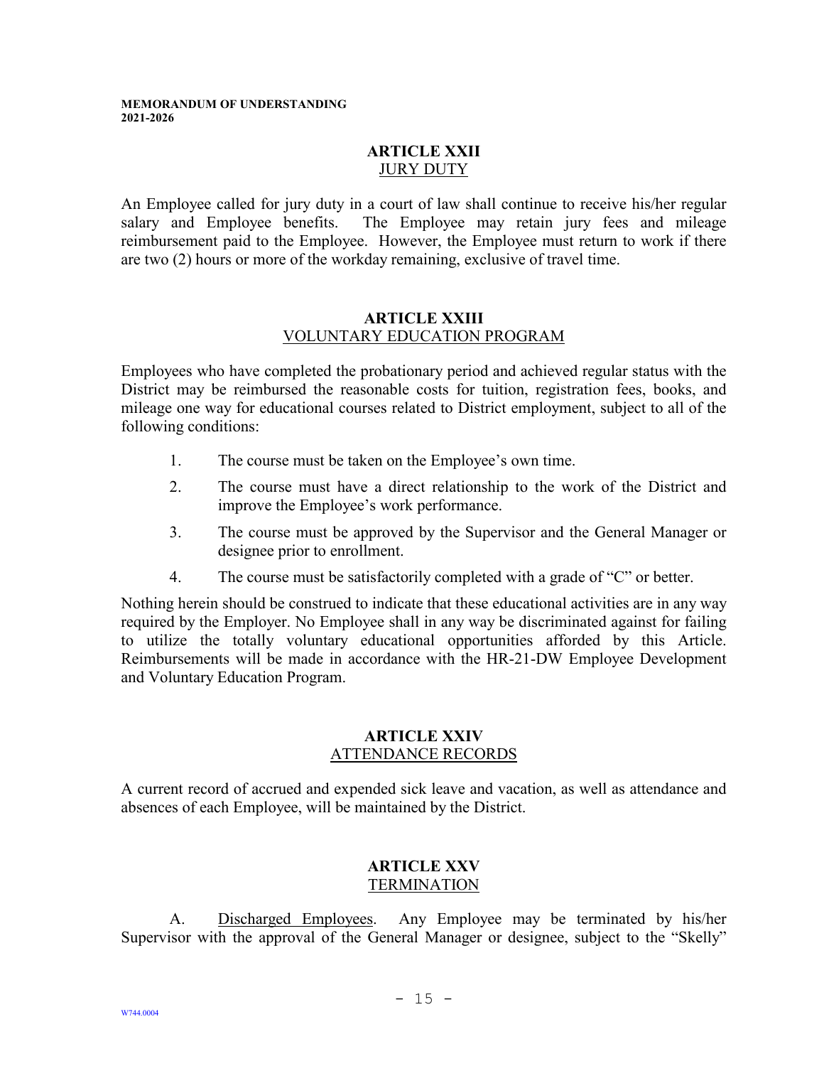## ARTICLE XXII
<u>JURY DUTY</u>

An Employee called for jury duty in a court of law shall continue to receive his/her regular salary and Employee benefits. The Employee may retain jury fees and mileage reimbursement paid to the Employee. However, the Employee must return to work if there are two (2) hours or more of the workday remaining, exclusive of travel time.

## ARTICLE XXIII
<u>VOLUNTARY EDUCATION PROGRAM</u>

Employees who have completed the probationary period and achieved regular status with the District may be reimbursed the reasonable costs for tuition, registration fees, books, and mileage one way for educational courses related to District employment, subject to all of the following conditions:

1. The course must be taken on the Employee's own time.
2. The course must have a direct relationship to the work of the District and improve the Employee's work performance.
3. The course must be approved by the Supervisor and the General Manager or designee prior to enrollment.
4. The course must be satisfactorily completed with a grade of "C" or better.

Nothing herein should be construed to indicate that these educational activities are in any way required by the Employer. No Employee shall in any way be discriminated against for failing to utilize the totally voluntary educational opportunities afforded by this Article. Reimbursements will be made in accordance with the HR-21-DW Employee Development and Voluntary Education Program.

## ARTICLE XXIV
<u>ATTENDANCE RECORDS</u>

A current record of accrued and expended sick leave and vacation, as well as attendance and absences of each Employee, will be maintained by the District.

## ARTICLE XXV
<u>TERMINATION</u>

A. <u>Discharged Employees</u>. Any Employee may be terminated by his/her Supervisor with the approval of the General Manager or designee, subject to the "Skelly"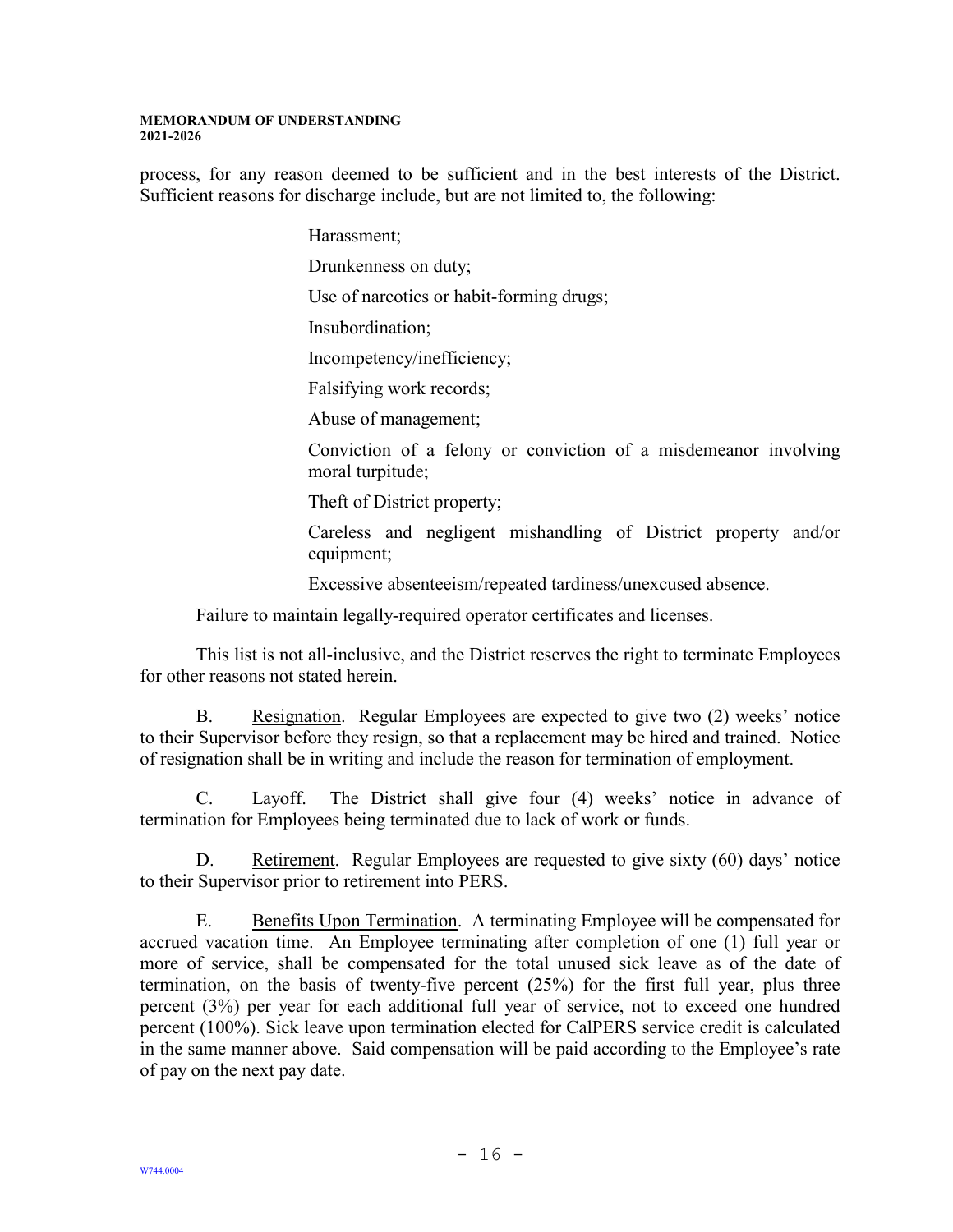process, for any reason deemed to be sufficient and in the best interests of the District. Sufficient reasons for discharge include, but are not limited to, the following:

> Harassment;
>
> Drunkenness on duty;
>
> Use of narcotics or habit-forming drugs;
>
> Insubordination;
>
> Incompetency/inefficiency;
>
> Falsifying work records;
>
> Abuse of management;
>
> Conviction of a felony or conviction of a misdemeanor involving moral turpitude;
>
> Theft of District property;
>
> Careless and negligent mishandling of District property and/or equipment;
>
> Excessive absenteeism/repeated tardiness/unexcused absence.

Failure to maintain legally-required operator certificates and licenses.

This list is not all-inclusive, and the District reserves the right to terminate Employees for other reasons not stated herein.

B. Resignation. Regular Employees are expected to give two (2) weeks' notice to their Supervisor before they resign, so that a replacement may be hired and trained. Notice of resignation shall be in writing and include the reason for termination of employment.

C. Layoff. The District shall give four (4) weeks' notice in advance of termination for Employees being terminated due to lack of work or funds.

D. Retirement. Regular Employees are requested to give sixty (60) days' notice to their Supervisor prior to retirement into PERS.

E. Benefits Upon Termination. A terminating Employee will be compensated for accrued vacation time. An Employee terminating after completion of one (1) full year or more of service, shall be compensated for the total unused sick leave as of the date of termination, on the basis of twenty-five percent (25%) for the first full year, plus three percent (3%) per year for each additional full year of service, not to exceed one hundred percent (100%). Sick leave upon termination elected for CalPERS service credit is calculated in the same manner above. Said compensation will be paid according to the Employee's rate of pay on the next pay date.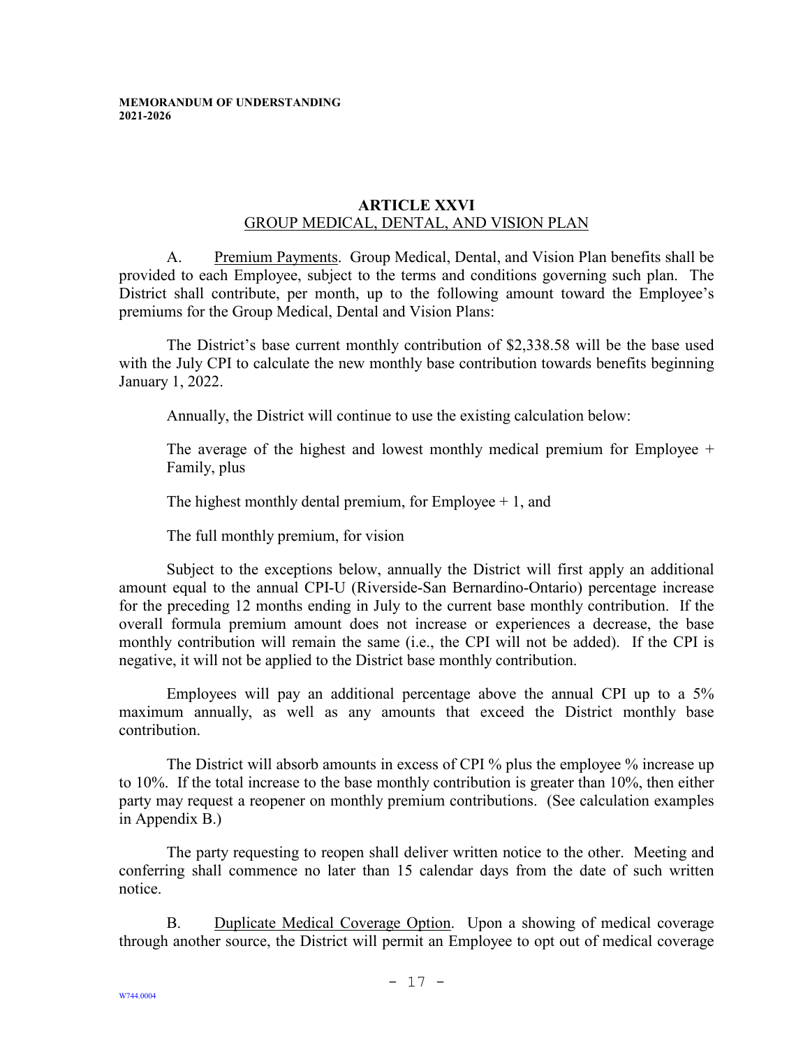## ARTICLE XXVI
## GROUP MEDICAL, DENTAL, AND VISION PLAN

A. Premium Payments. Group Medical, Dental, and Vision Plan benefits shall be provided to each Employee, subject to the terms and conditions governing such plan. The District shall contribute, per month, up to the following amount toward the Employee's premiums for the Group Medical, Dental and Vision Plans:

The District's base current monthly contribution of $2,338.58 will be the base used with the July CPI to calculate the new monthly base contribution towards benefits beginning January 1, 2022.

Annually, the District will continue to use the existing calculation below:

The average of the highest and lowest monthly medical premium for Employee + Family, plus

The highest monthly dental premium, for Employee + 1, and

The full monthly premium, for vision

Subject to the exceptions below, annually the District will first apply an additional amount equal to the annual CPI-U (Riverside-San Bernardino-Ontario) percentage increase for the preceding 12 months ending in July to the current base monthly contribution. If the overall formula premium amount does not increase or experiences a decrease, the base monthly contribution will remain the same (i.e., the CPI will not be added). If the CPI is negative, it will not be applied to the District base monthly contribution.

Employees will pay an additional percentage above the annual CPI up to a 5% maximum annually, as well as any amounts that exceed the District monthly base contribution.

The District will absorb amounts in excess of CPI % plus the employee % increase up to 10%. If the total increase to the base monthly contribution is greater than 10%, then either party may request a reopener on monthly premium contributions. (See calculation examples in Appendix B.)

The party requesting to reopen shall deliver written notice to the other. Meeting and conferring shall commence no later than 15 calendar days from the date of such written notice.

B. Duplicate Medical Coverage Option. Upon a showing of medical coverage through another source, the District will permit an Employee to opt out of medical coverage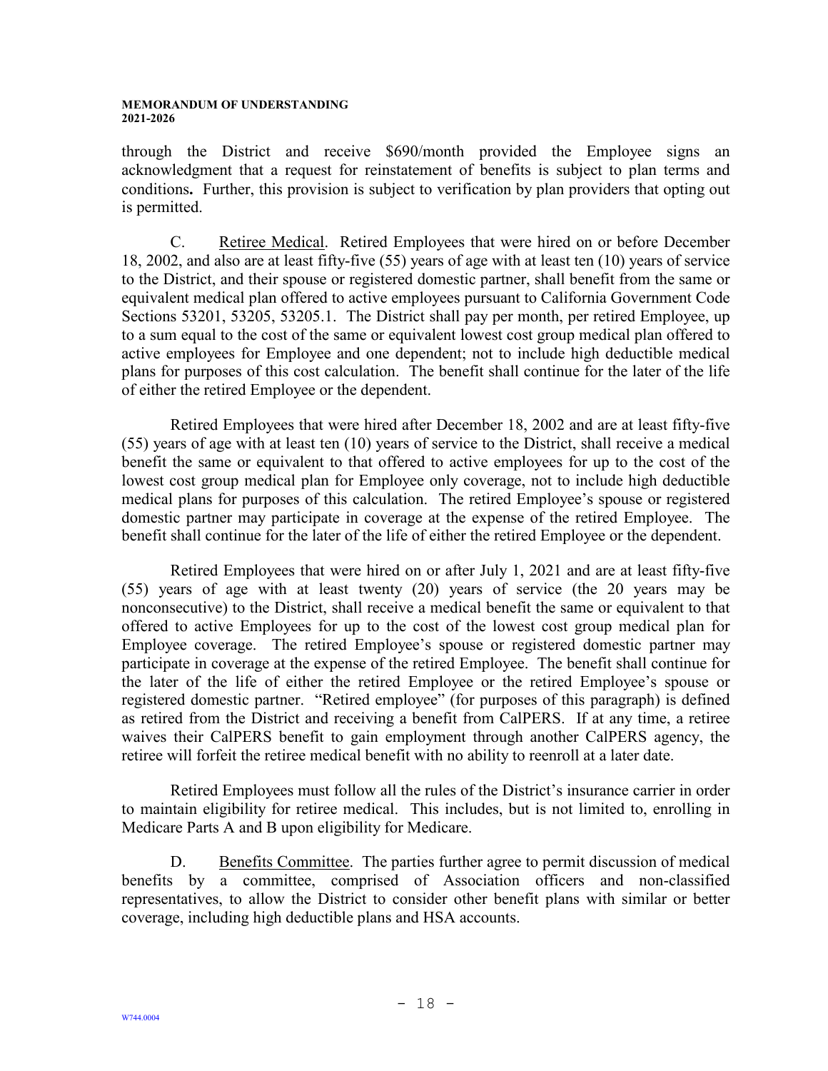through the District and receive $690/month provided the Employee signs an acknowledgment that a request for reinstatement of benefits is subject to plan terms and conditions**.** Further, this provision is subject to verification by plan providers that opting out is permitted.

C. Retiree Medical. Retired Employees that were hired on or before December 18, 2002, and also are at least fifty-five (55) years of age with at least ten (10) years of service to the District, and their spouse or registered domestic partner, shall benefit from the same or equivalent medical plan offered to active employees pursuant to California Government Code Sections 53201, 53205, 53205.1. The District shall pay per month, per retired Employee, up to a sum equal to the cost of the same or equivalent lowest cost group medical plan offered to active employees for Employee and one dependent; not to include high deductible medical plans for purposes of this cost calculation. The benefit shall continue for the later of the life of either the retired Employee or the dependent.

Retired Employees that were hired after December 18, 2002 and are at least fifty-five (55) years of age with at least ten (10) years of service to the District, shall receive a medical benefit the same or equivalent to that offered to active employees for up to the cost of the lowest cost group medical plan for Employee only coverage, not to include high deductible medical plans for purposes of this calculation. The retired Employee's spouse or registered domestic partner may participate in coverage at the expense of the retired Employee. The benefit shall continue for the later of the life of either the retired Employee or the dependent.

Retired Employees that were hired on or after July 1, 2021 and are at least fifty-five (55) years of age with at least twenty (20) years of service (the 20 years may be nonconsecutive) to the District, shall receive a medical benefit the same or equivalent to that offered to active Employees for up to the cost of the lowest cost group medical plan for Employee coverage. The retired Employee's spouse or registered domestic partner may participate in coverage at the expense of the retired Employee. The benefit shall continue for the later of the life of either the retired Employee or the retired Employee's spouse or registered domestic partner. "Retired employee" (for purposes of this paragraph) is defined as retired from the District and receiving a benefit from CalPERS. If at any time, a retiree waives their CalPERS benefit to gain employment through another CalPERS agency, the retiree will forfeit the retiree medical benefit with no ability to reenroll at a later date.

Retired Employees must follow all the rules of the District's insurance carrier in order to maintain eligibility for retiree medical. This includes, but is not limited to, enrolling in Medicare Parts A and B upon eligibility for Medicare.

D. Benefits Committee. The parties further agree to permit discussion of medical benefits by a committee, comprised of Association officers and non-classified representatives, to allow the District to consider other benefit plans with similar or better coverage, including high deductible plans and HSA accounts.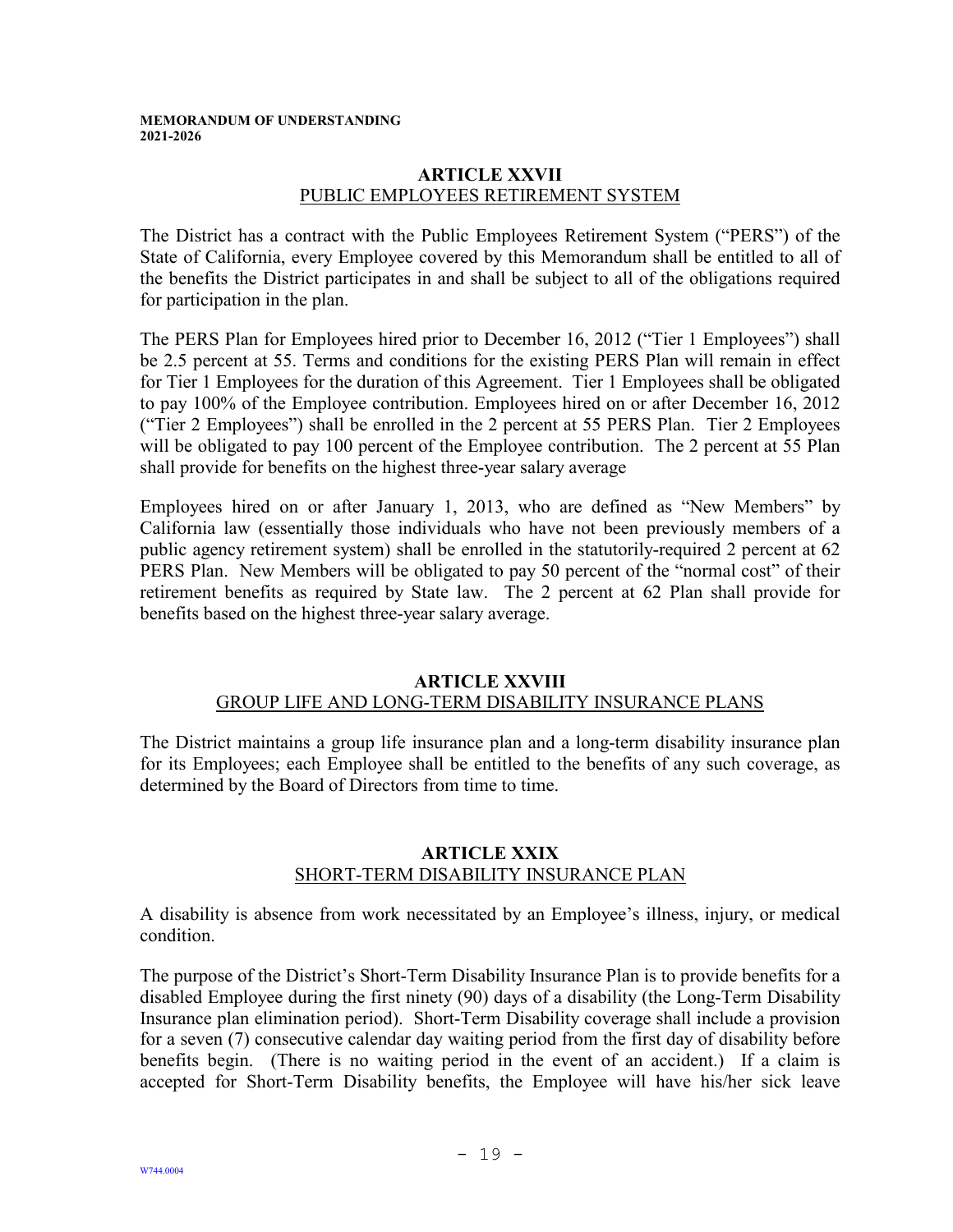## ARTICLE XXVII
PUBLIC EMPLOYEES RETIREMENT SYSTEM

The District has a contract with the Public Employees Retirement System ("PERS") of the State of California, every Employee covered by this Memorandum shall be entitled to all of the benefits the District participates in and shall be subject to all of the obligations required for participation in the plan.

The PERS Plan for Employees hired prior to December 16, 2012 ("Tier 1 Employees") shall be 2.5 percent at 55. Terms and conditions for the existing PERS Plan will remain in effect for Tier 1 Employees for the duration of this Agreement. Tier 1 Employees shall be obligated to pay 100% of the Employee contribution. Employees hired on or after December 16, 2012 ("Tier 2 Employees") shall be enrolled in the 2 percent at 55 PERS Plan. Tier 2 Employees will be obligated to pay 100 percent of the Employee contribution. The 2 percent at 55 Plan shall provide for benefits on the highest three-year salary average

Employees hired on or after January 1, 2013, who are defined as "New Members" by California law (essentially those individuals who have not been previously members of a public agency retirement system) shall be enrolled in the statutorily-required 2 percent at 62 PERS Plan. New Members will be obligated to pay 50 percent of the "normal cost" of their retirement benefits as required by State law. The 2 percent at 62 Plan shall provide for benefits based on the highest three-year salary average.

## ARTICLE XXVIII
GROUP LIFE AND LONG-TERM DISABILITY INSURANCE PLANS

The District maintains a group life insurance plan and a long-term disability insurance plan for its Employees; each Employee shall be entitled to the benefits of any such coverage, as determined by the Board of Directors from time to time.

## ARTICLE XXIX
SHORT-TERM DISABILITY INSURANCE PLAN

A disability is absence from work necessitated by an Employee's illness, injury, or medical condition.

The purpose of the District's Short-Term Disability Insurance Plan is to provide benefits for a disabled Employee during the first ninety (90) days of a disability (the Long-Term Disability Insurance plan elimination period). Short-Term Disability coverage shall include a provision for a seven (7) consecutive calendar day waiting period from the first day of disability before benefits begin. (There is no waiting period in the event of an accident.) If a claim is accepted for Short-Term Disability benefits, the Employee will have his/her sick leave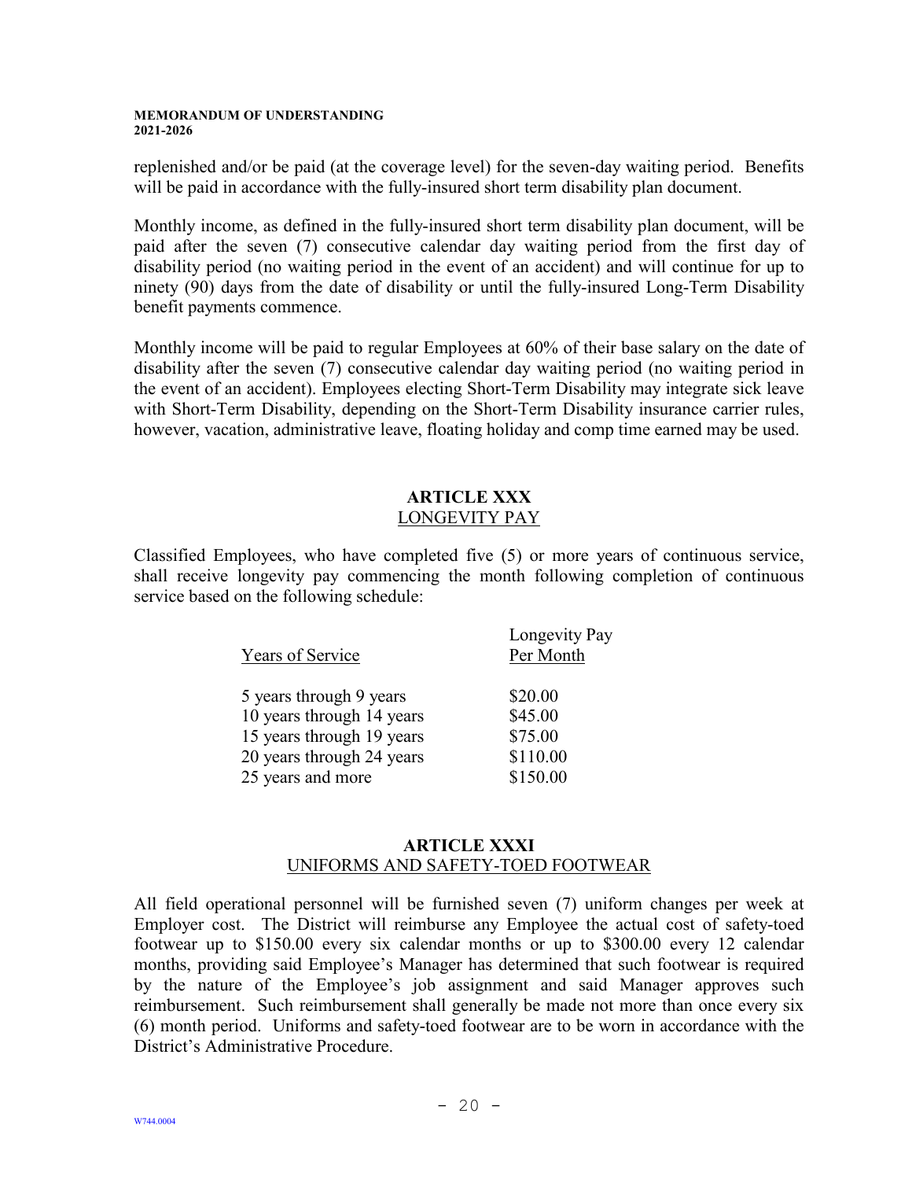replenished and/or be paid (at the coverage level) for the seven-day waiting period. Benefits will be paid in accordance with the fully-insured short term disability plan document.

Monthly income, as defined in the fully-insured short term disability plan document, will be paid after the seven (7) consecutive calendar day waiting period from the first day of disability period (no waiting period in the event of an accident) and will continue for up to ninety (90) days from the date of disability or until the fully-insured Long-Term Disability benefit payments commence.

Monthly income will be paid to regular Employees at 60% of their base salary on the date of disability after the seven (7) consecutive calendar day waiting period (no waiting period in the event of an accident). Employees electing Short-Term Disability may integrate sick leave with Short-Term Disability, depending on the Short-Term Disability insurance carrier rules, however, vacation, administrative leave, floating holiday and comp time earned may be used.

## ARTICLE XXX
## LONGEVITY PAY

Classified Employees, who have completed five (5) or more years of continuous service, shall receive longevity pay commencing the month following completion of continuous service based on the following schedule:

| Years of Service | Longevity Pay Per Month |
|---|---|
| 5 years through 9 years | $20.00 |
| 10 years through 14 years | $45.00 |
| 15 years through 19 years | $75.00 |
| 20 years through 24 years | $110.00 |
| 25 years and more | $150.00 |

## ARTICLE XXXI
## UNIFORMS AND SAFETY-TOED FOOTWEAR

All field operational personnel will be furnished seven (7) uniform changes per week at Employer cost. The District will reimburse any Employee the actual cost of safety-toed footwear up to $150.00 every six calendar months or up to $300.00 every 12 calendar months, providing said Employee's Manager has determined that such footwear is required by the nature of the Employee's job assignment and said Manager approves such reimbursement. Such reimbursement shall generally be made not more than once every six (6) month period. Uniforms and safety-toed footwear are to be worn in accordance with the District's Administrative Procedure.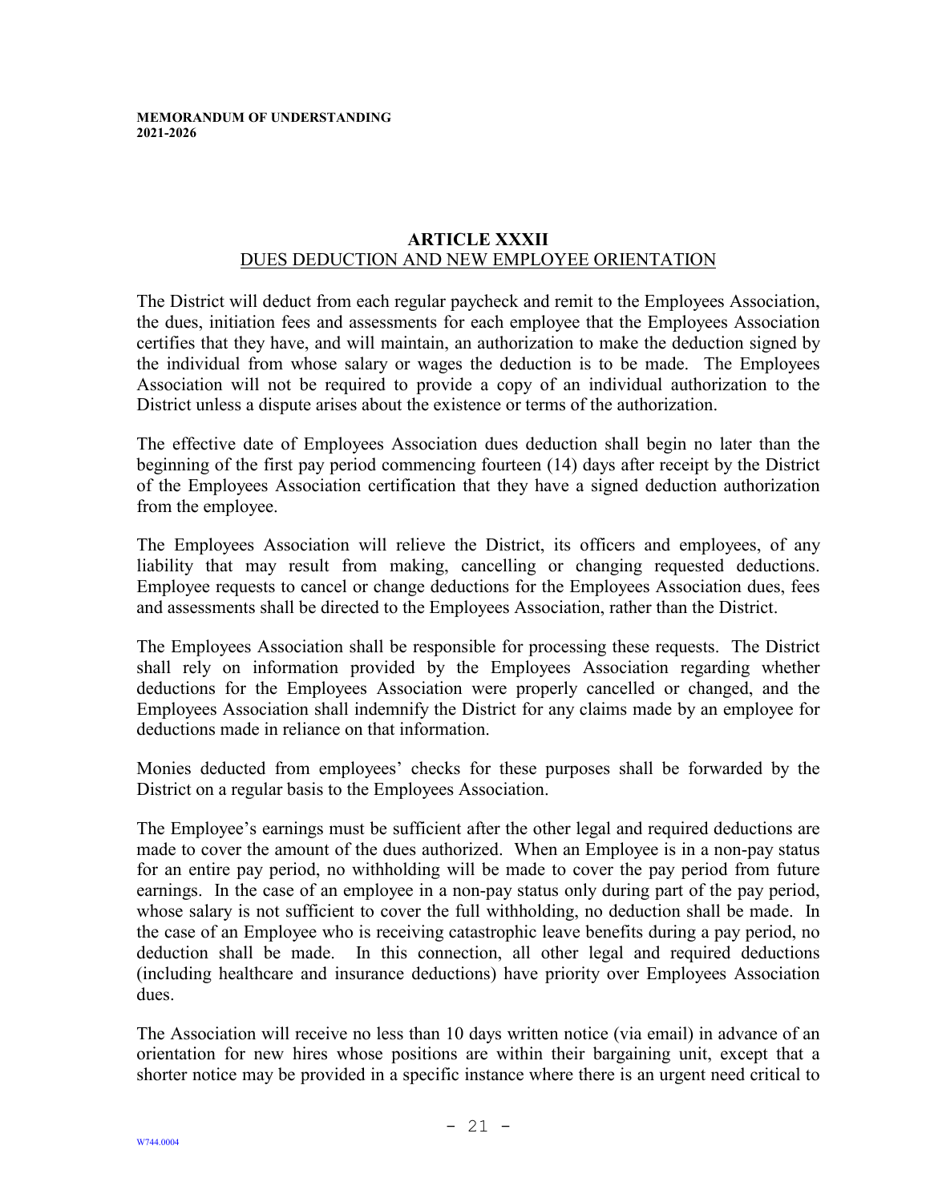## ARTICLE XXXII

### DUES DEDUCTION AND NEW EMPLOYEE ORIENTATION

The District will deduct from each regular paycheck and remit to the Employees Association, the dues, initiation fees and assessments for each employee that the Employees Association certifies that they have, and will maintain, an authorization to make the deduction signed by the individual from whose salary or wages the deduction is to be made. The Employees Association will not be required to provide a copy of an individual authorization to the District unless a dispute arises about the existence or terms of the authorization.

The effective date of Employees Association dues deduction shall begin no later than the beginning of the first pay period commencing fourteen (14) days after receipt by the District of the Employees Association certification that they have a signed deduction authorization from the employee.

The Employees Association will relieve the District, its officers and employees, of any liability that may result from making, cancelling or changing requested deductions. Employee requests to cancel or change deductions for the Employees Association dues, fees and assessments shall be directed to the Employees Association, rather than the District.

The Employees Association shall be responsible for processing these requests. The District shall rely on information provided by the Employees Association regarding whether deductions for the Employees Association were properly cancelled or changed, and the Employees Association shall indemnify the District for any claims made by an employee for deductions made in reliance on that information.

Monies deducted from employees' checks for these purposes shall be forwarded by the District on a regular basis to the Employees Association.

The Employee's earnings must be sufficient after the other legal and required deductions are made to cover the amount of the dues authorized. When an Employee is in a non-pay status for an entire pay period, no withholding will be made to cover the pay period from future earnings. In the case of an employee in a non-pay status only during part of the pay period, whose salary is not sufficient to cover the full withholding, no deduction shall be made. In the case of an Employee who is receiving catastrophic leave benefits during a pay period, no deduction shall be made. In this connection, all other legal and required deductions (including healthcare and insurance deductions) have priority over Employees Association dues.

The Association will receive no less than 10 days written notice (via email) in advance of an orientation for new hires whose positions are within their bargaining unit, except that a shorter notice may be provided in a specific instance where there is an urgent need critical to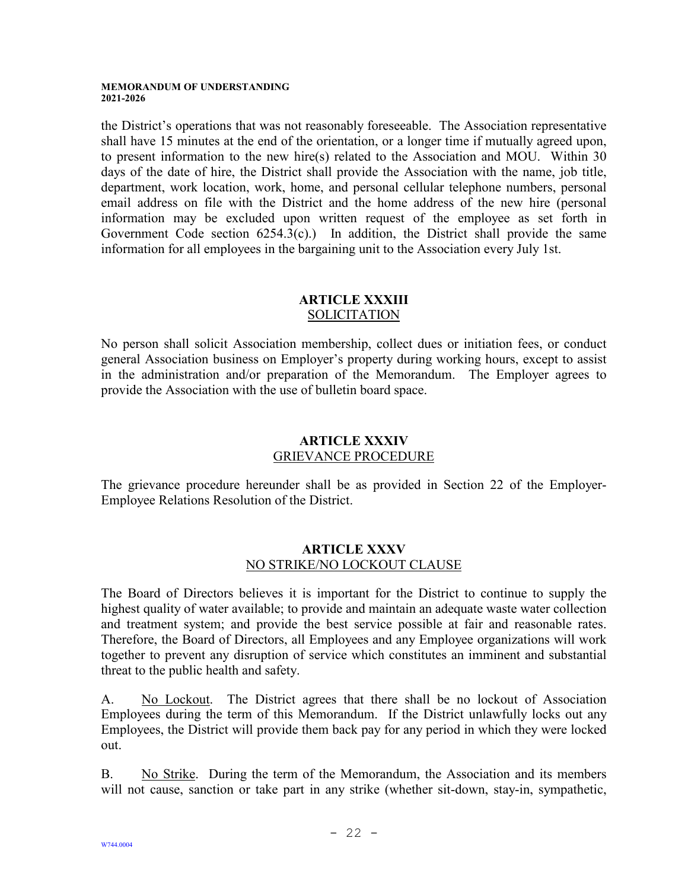the District's operations that was not reasonably foreseeable. The Association representative shall have 15 minutes at the end of the orientation, or a longer time if mutually agreed upon, to present information to the new hire(s) related to the Association and MOU. Within 30 days of the date of hire, the District shall provide the Association with the name, job title, department, work location, work, home, and personal cellular telephone numbers, personal email address on file with the District and the home address of the new hire (personal information may be excluded upon written request of the employee as set forth in Government Code section 6254.3(c).) In addition, the District shall provide the same information for all employees in the bargaining unit to the Association every July 1st.

## ARTICLE XXXIII
## SOLICITATION

No person shall solicit Association membership, collect dues or initiation fees, or conduct general Association business on Employer's property during working hours, except to assist in the administration and/or preparation of the Memorandum. The Employer agrees to provide the Association with the use of bulletin board space.

## ARTICLE XXXIV
## GRIEVANCE PROCEDURE

The grievance procedure hereunder shall be as provided in Section 22 of the Employer-Employee Relations Resolution of the District.

## ARTICLE XXXV
## NO STRIKE/NO LOCKOUT CLAUSE

The Board of Directors believes it is important for the District to continue to supply the highest quality of water available; to provide and maintain an adequate waste water collection and treatment system; and provide the best service possible at fair and reasonable rates. Therefore, the Board of Directors, all Employees and any Employee organizations will work together to prevent any disruption of service which constitutes an imminent and substantial threat to the public health and safety.

A. No Lockout. The District agrees that there shall be no lockout of Association Employees during the term of this Memorandum. If the District unlawfully locks out any Employees, the District will provide them back pay for any period in which they were locked out.

B. No Strike. During the term of the Memorandum, the Association and its members will not cause, sanction or take part in any strike (whether sit-down, stay-in, sympathetic,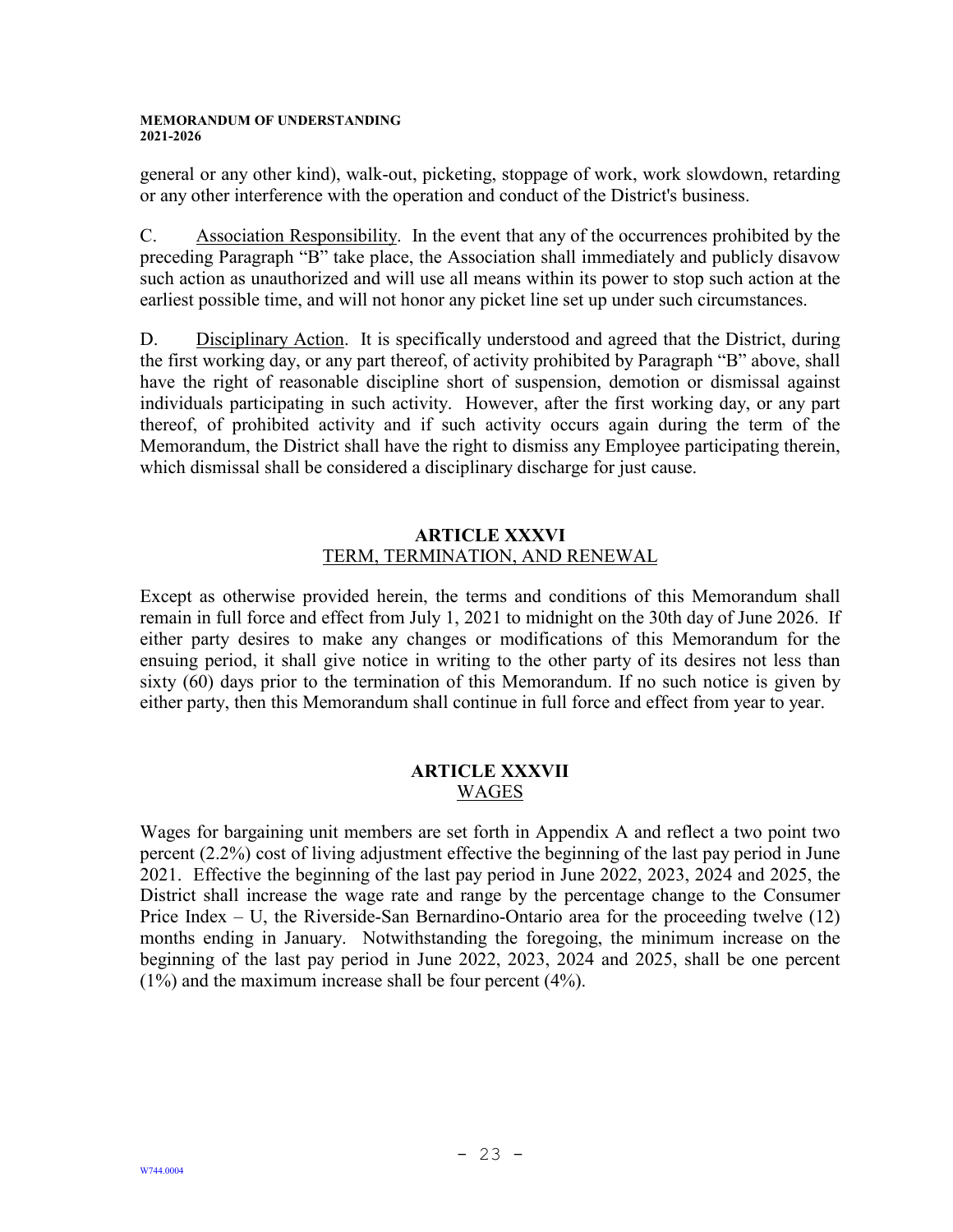general or any other kind), walk-out, picketing, stoppage of work, work slowdown, retarding or any other interference with the operation and conduct of the District's business.

C. Association Responsibility. In the event that any of the occurrences prohibited by the preceding Paragraph "B" take place, the Association shall immediately and publicly disavow such action as unauthorized and will use all means within its power to stop such action at the earliest possible time, and will not honor any picket line set up under such circumstances.

D. Disciplinary Action. It is specifically understood and agreed that the District, during the first working day, or any part thereof, of activity prohibited by Paragraph "B" above, shall have the right of reasonable discipline short of suspension, demotion or dismissal against individuals participating in such activity. However, after the first working day, or any part thereof, of prohibited activity and if such activity occurs again during the term of the Memorandum, the District shall have the right to dismiss any Employee participating therein, which dismissal shall be considered a disciplinary discharge for just cause.

## ARTICLE XXXVI
### TERM, TERMINATION, AND RENEWAL

Except as otherwise provided herein, the terms and conditions of this Memorandum shall remain in full force and effect from July 1, 2021 to midnight on the 30th day of June 2026. If either party desires to make any changes or modifications of this Memorandum for the ensuing period, it shall give notice in writing to the other party of its desires not less than sixty (60) days prior to the termination of this Memorandum. If no such notice is given by either party, then this Memorandum shall continue in full force and effect from year to year.

## ARTICLE XXXVII
### WAGES

Wages for bargaining unit members are set forth in Appendix A and reflect a two point two percent (2.2%) cost of living adjustment effective the beginning of the last pay period in June 2021. Effective the beginning of the last pay period in June 2022, 2023, 2024 and 2025, the District shall increase the wage rate and range by the percentage change to the Consumer Price Index – U, the Riverside-San Bernardino-Ontario area for the proceeding twelve (12) months ending in January. Notwithstanding the foregoing, the minimum increase on the beginning of the last pay period in June 2022, 2023, 2024 and 2025, shall be one percent (1%) and the maximum increase shall be four percent (4%).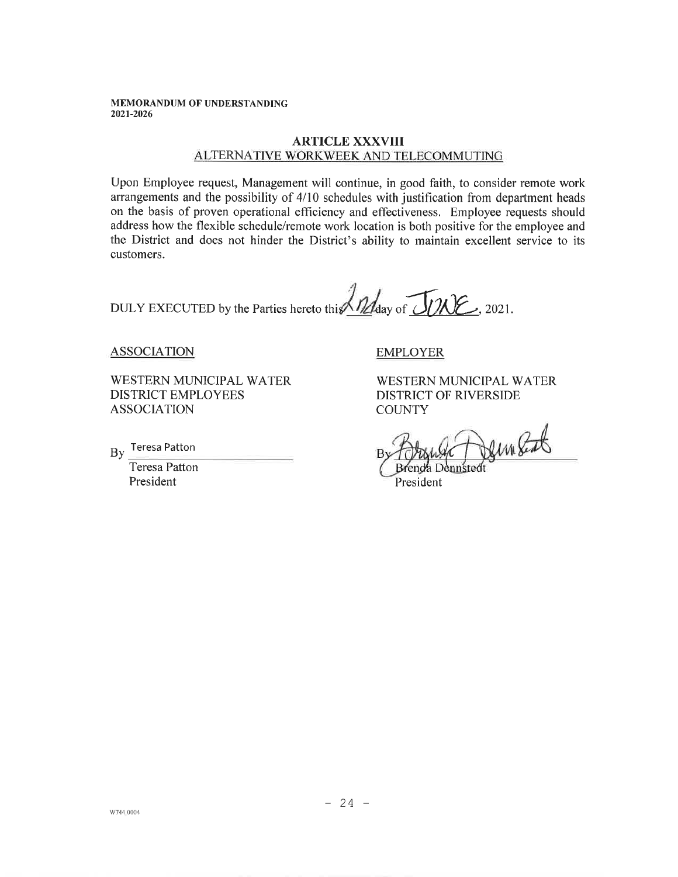**MEMORANDUM OF UNDERSTANDING**
**2021-2026**

## ARTICLE XXXVIII
### ALTERNATIVE WORKWEEK AND TELECOMMUTING

Upon Employee request, Management will continue, in good faith, to consider remote work arrangements and the possibility of 4/10 schedules with justification from department heads on the basis of proven operational efficiency and effectiveness. Employee requests should address how the flexible schedule/remote work location is both positive for the employee and the District and does not hinder the District's ability to maintain excellent service to its customers.

DULY EXECUTED by the Parties hereto this 2nd day of JUNE, 2021.

| ASSOCIATION | EMPLOYER |
|---|---|
| WESTERN MUNICIPAL WATER DISTRICT EMPLOYEES ASSOCIATION | WESTERN MUNICIPAL WATER DISTRICT OF RIVERSIDE COUNTY |
| By Teresa Patton | By [signature] |
| Teresa Patton<br>President | Brenda Dennstedt<br>President |

W744 0004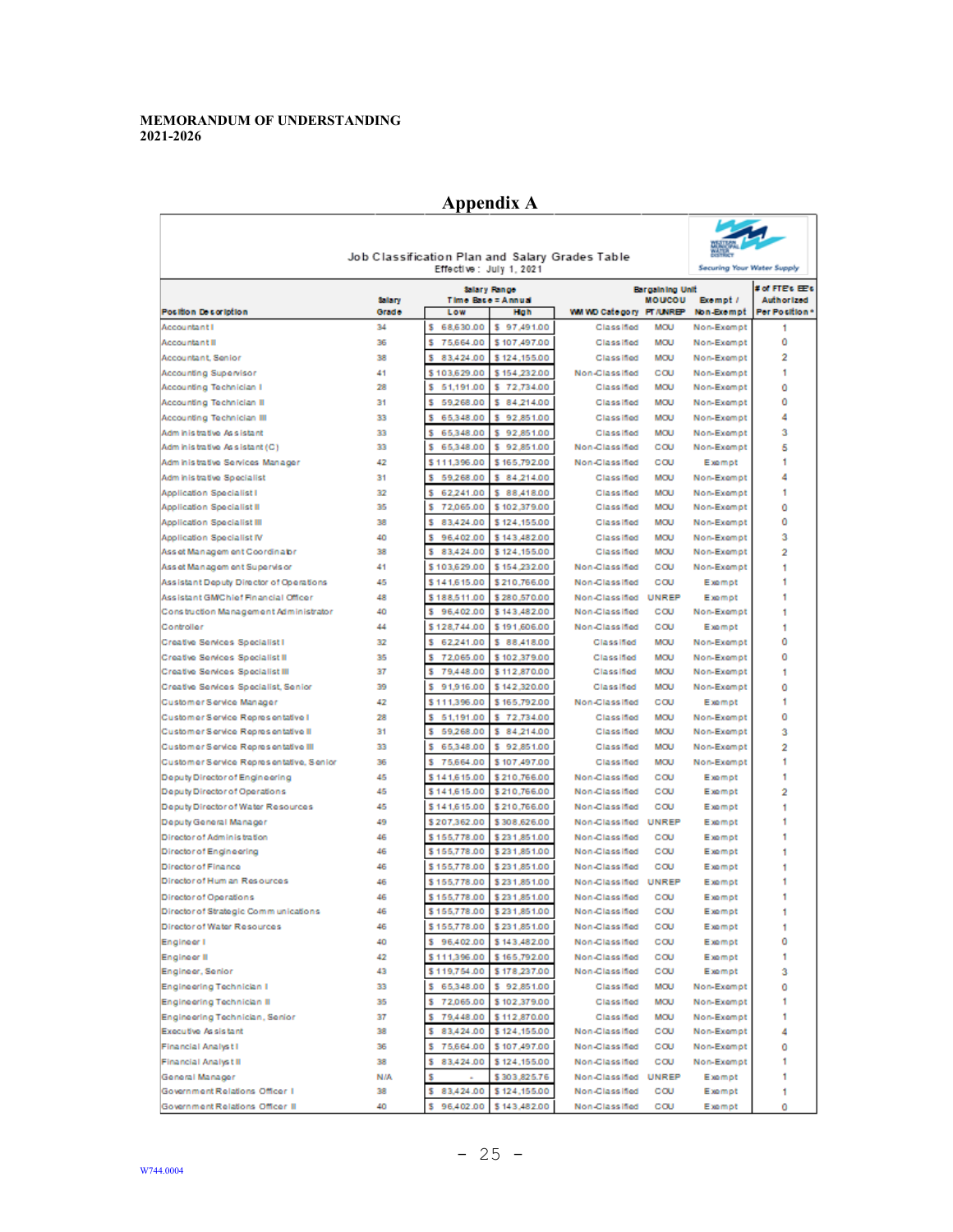**MEMORANDUM OF UNDERSTANDING**
**2021-2026**

# Appendix A

Job Classification Plan and Salary Grades Table
Effective: July 1, 2021

Securing Your Water Supply

| Position Description | Salary Grade | Salary Range Time Base = Annual Low | High | WMWD Category | Bargaining Unit MOU/COU PT/UNREP | Exempt / Non-Exempt | # of FTE's EE's Authorized Per Position* |
|---|---|---|---|---|---|---|---|
| Accountant I | 34 | $ 68,630.00 | $ 97,491.00 | Classified | MOU | Non-Exempt | 1 |
| Accountant II | 36 | $ 75,664.00 | $ 107,497.00 | Classified | MOU | Non-Exempt | 0 |
| Accountant, Senior | 38 | $ 83,424.00 | $ 124,155.00 | Classified | MOU | Non-Exempt | 2 |
| Accounting Supervisor | 41 | $ 103,629.00 | $ 154,232.00 | Non-Classified | COU | Non-Exempt | 1 |
| Accounting Technician I | 28 | $ 51,191.00 | $ 72,734.00 | Classified | MOU | Non-Exempt | 0 |
| Accounting Technician II | 31 | $ 59,268.00 | $ 84,214.00 | Classified | MOU | Non-Exempt | 0 |
| Accounting Technician III | 33 | $ 65,348.00 | $ 92,851.00 | Classified | MOU | Non-Exempt | 4 |
| Administrative Assistant | 33 | $ 65,348.00 | $ 92,851.00 | Classified | MOU | Non-Exempt | 3 |
| Administrative Assistant (C) | 33 | $ 65,348.00 | $ 92,851.00 | Non-Classified | COU | Non-Exempt | 5 |
| Administrative Services Manager | 42 | $ 111,396.00 | $ 165,792.00 | Non-Classified | COU | Exempt | 1 |
| Administrative Specialist | 31 | $ 59,268.00 | $ 84,214.00 | Classified | MOU | Non-Exempt | 4 |
| Application Specialist I | 32 | $ 62,241.00 | $ 88,418.00 | Classified | MOU | Non-Exempt | 1 |
| Application Specialist II | 35 | $ 72,065.00 | $ 102,379.00 | Classified | MOU | Non-Exempt | 0 |
| Application Specialist III | 38 | $ 83,424.00 | $ 124,155.00 | Classified | MOU | Non-Exempt | 0 |
| Application Specialist IV | 40 | $ 96,402.00 | $ 143,482.00 | Classified | MOU | Non-Exempt | 3 |
| Asset Management Coordinator | 38 | $ 83,424.00 | $ 124,155.00 | Classified | MOU | Non-Exempt | 2 |
| Asset Management Supervisor | 41 | $ 103,629.00 | $ 154,232.00 | Non-Classified | COU | Non-Exempt | 1 |
| Assistant Deputy Director of Operations | 45 | $ 141,615.00 | $ 210,766.00 | Non-Classified | COU | Exempt | 1 |
| Assistant GM/Chief Financial Officer | 48 | $ 188,511.00 | $ 280,570.00 | Non-Classified | UNREP | Exempt | 1 |
| Construction Management Administrator | 40 | $ 96,402.00 | $ 143,482.00 | Non-Classified | COU | Non-Exempt | 1 |
| Controller | 44 | $ 128,744.00 | $ 191,606.00 | Non-Classified | COU | Exempt | 1 |
| Creative Services Specialist I | 32 | $ 62,241.00 | $ 88,418.00 | Classified | MOU | Non-Exempt | 0 |
| Creative Services Specialist II | 35 | $ 72,065.00 | $ 102,379.00 | Classified | MOU | Non-Exempt | 0 |
| Creative Services Specialist III | 37 | $ 79,448.00 | $ 112,870.00 | Classified | MOU | Non-Exempt | 1 |
| Creative Services Specialist, Senior | 39 | $ 91,916.00 | $ 142,320.00 | Classified | MOU | Non-Exempt | 0 |
| Customer Service Manager | 42 | $ 111,396.00 | $ 165,792.00 | Non-Classified | COU | Exempt | 1 |
| Customer Service Representative I | 28 | $ 51,191.00 | $ 72,734.00 | Classified | MOU | Non-Exempt | 0 |
| Customer Service Representative II | 31 | $ 59,268.00 | $ 84,214.00 | Classified | MOU | Non-Exempt | 3 |
| Customer Service Representative III | 33 | $ 65,348.00 | $ 92,851.00 | Classified | MOU | Non-Exempt | 2 |
| Customer Service Representative, Senior | 36 | $ 75,664.00 | $ 107,497.00 | Classified | MOU | Non-Exempt | 1 |
| Deputy Director of Engineering | 45 | $ 141,615.00 | $ 210,766.00 | Non-Classified | COU | Exempt | 1 |
| Deputy Director of Operations | 45 | $ 141,615.00 | $ 210,766.00 | Non-Classified | COU | Exempt | 2 |
| Deputy Director of Water Resources | 45 | $ 141,615.00 | $ 210,766.00 | Non-Classified | COU | Exempt | 1 |
| Deputy General Manager | 49 | $ 207,362.00 | $ 308,626.00 | Non-Classified | UNREP | Exempt | 1 |
| Director of Administration | 46 | $ 155,778.00 | $ 231,851.00 | Non-Classified | COU | Exempt | 1 |
| Director of Engineering | 46 | $ 155,778.00 | $ 231,851.00 | Non-Classified | COU | Exempt | 1 |
| Director of Finance | 46 | $ 155,778.00 | $ 231,851.00 | Non-Classified | COU | Exempt | 1 |
| Director of Human Resources | 46 | $ 155,778.00 | $ 231,851.00 | Non-Classified | UNREP | Exempt | 1 |
| Director of Operations | 46 | $ 155,778.00 | $ 231,851.00 | Non-Classified | COU | Exempt | 1 |
| Director of Strategic Communications | 46 | $ 155,778.00 | $ 231,851.00 | Non-Classified | COU | Exempt | 1 |
| Director of Water Resources | 46 | $ 155,778.00 | $ 231,851.00 | Non-Classified | COU | Exempt | 1 |
| Engineer I | 40 | $ 96,402.00 | $ 143,482.00 | Non-Classified | COU | Exempt | 0 |
| Engineer II | 42 | $ 111,396.00 | $ 165,792.00 | Non-Classified | COU | Exempt | 1 |
| Engineer, Senior | 43 | $ 119,754.00 | $ 178,237.00 | Non-Classified | COU | Exempt | 3 |
| Engineering Technician I | 33 | $ 65,348.00 | $ 92,851.00 | Classified | MOU | Non-Exempt | 0 |
| Engineering Technician II | 35 | $ 72,065.00 | $ 102,379.00 | Classified | MOU | Non-Exempt | 1 |
| Engineering Technician, Senior | 37 | $ 79,448.00 | $ 112,870.00 | Classified | MOU | Non-Exempt | 1 |
| Executive Assistant | 38 | $ 83,424.00 | $ 124,155.00 | Non-Classified | COU | Non-Exempt | 4 |
| Financial Analyst I | 36 | $ 75,664.00 | $ 107,497.00 | Non-Classified | COU | Non-Exempt | 0 |
| Financial Analyst II | 38 | $ 83,424.00 | $ 124,155.00 | Non-Classified | COU | Non-Exempt | 1 |
| General Manager | N/A | $ - | $ 303,825.76 | Non-Classified | UNREP | Exempt | 1 |
| Government Relations Officer I | 38 | $ 83,424.00 | $ 124,155.00 | Non-Classified | COU | Exempt | 1 |
| Government Relations Officer II | 40 | $ 96,402.00 | $ 143,482.00 | Non-Classified | COU | Exempt | 0 |

W744.0004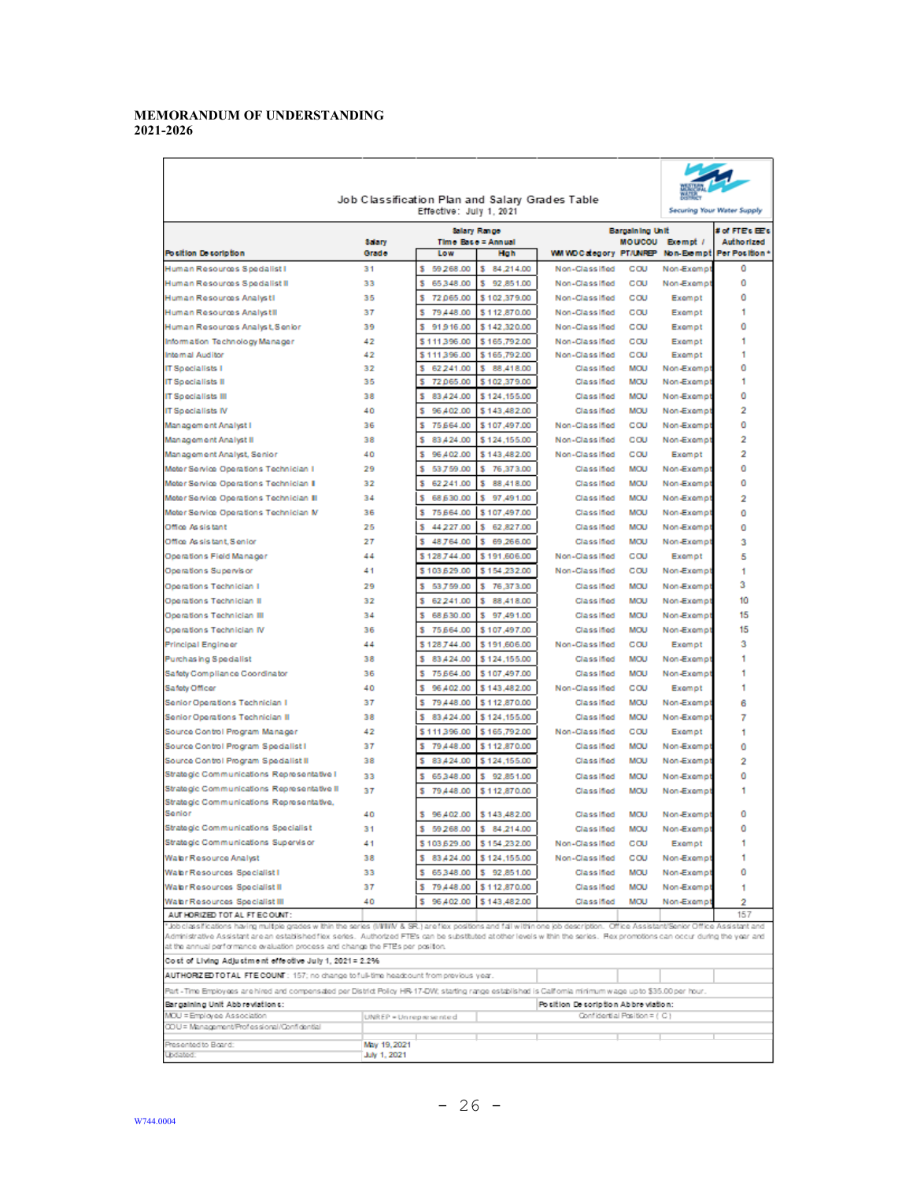**MEMORANDUM OF UNDERSTANDING**
**2021-2026**

Job Classification Plan and Salary Grades Table
Effective: July 1, 2021

Securing Your Water Supply

| Position Description | Salary Grade | Salary Range Time Base = Annual Low | High | WMWD Category | Bargaining Unit MOU/COU PT/UNREP | Exempt / Non-Exempt | # of FTE's EE's Authorized Per Position * |
|---|---|---|---|---|---|---|---|
| Human Resources Specialist I | 31 | $ 59,268.00 | $ 84,214.00 | Non-Classified | COU | Non-Exempt | 0 |
| Human Resources Specialist II | 33 | $ 65,348.00 | $ 92,851.00 | Non-Classified | COU | Non-Exempt | 0 |
| Human Resources Analyst I | 35 | $ 72,065.00 | $ 102,379.00 | Non-Classified | COU | Exempt | 0 |
| Human Resources Analyst II | 37 | $ 79,448.00 | $ 112,870.00 | Non-Classified | COU | Exempt | 1 |
| Human Resources Analyst, Senior | 39 | $ 91,916.00 | $ 142,320.00 | Non-Classified | COU | Exempt | 0 |
| Information Technology Manager | 42 | $ 111,396.00 | $ 165,792.00 | Non-Classified | COU | Exempt | 1 |
| Internal Auditor | 42 | $ 111,396.00 | $ 165,792.00 | Non-Classified | COU | Exempt | 1 |
| IT Specialists I | 32 | $ 62,241.00 | $ 88,418.00 | Classified | MOU | Non-Exempt | 0 |
| IT Specialists II | 35 | $ 72,065.00 | $ 102,379.00 | Classified | MOU | Non-Exempt | 1 |
| IT Specialists III | 38 | $ 83,424.00 | $ 124,155.00 | Classified | MOU | Non-Exempt | 0 |
| IT Specialists IV | 40 | $ 96,402.00 | $ 143,482.00 | Classified | MOU | Non-Exempt | 2 |
| Management Analyst I | 36 | $ 75,664.00 | $ 107,497.00 | Non-Classified | COU | Non-Exempt | 0 |
| Management Analyst II | 38 | $ 83,424.00 | $ 124,155.00 | Non-Classified | COU | Non-Exempt | 2 |
| Management Analyst, Senior | 40 | $ 96,402.00 | $ 143,482.00 | Non-Classified | COU | Exempt | 2 |
| Meter Service Operations Technician I | 29 | $ 53,759.00 | $ 76,373.00 | Classified | MOU | Non-Exempt | 0 |
| Meter Service Operations Technician II | 32 | $ 62,241.00 | $ 88,418.00 | Classified | MOU | Non-Exempt | 0 |
| Meter Service Operations Technician III | 34 | $ 68,630.00 | $ 97,491.00 | Classified | MOU | Non-Exempt | 2 |
| Meter Service Operations Technician IV | 36 | $ 75,664.00 | $ 107,497.00 | Classified | MOU | Non-Exempt | 0 |
| Office Assistant | 25 | $ 44,227.00 | $ 62,827.00 | Classified | MOU | Non-Exempt | 0 |
| Office Assistant, Senior | 27 | $ 48,764.00 | $ 69,266.00 | Classified | MOU | Non-Exempt | 3 |
| Operations Field Manager | 44 | $ 128,744.00 | $ 191,606.00 | Non-Classified | COU | Exempt | 5 |
| Operations Supervisor | 41 | $ 103,629.00 | $ 154,232.00 | Non-Classified | COU | Non-Exempt | 1 |
| Operations Technician I | 29 | $ 53,759.00 | $ 76,373.00 | Classified | MOU | Non-Exempt | 3 |
| Operations Technician II | 32 | $ 62,241.00 | $ 88,418.00 | Classified | MOU | Non-Exempt | 10 |
| Operations Technician III | 34 | $ 68,630.00 | $ 97,491.00 | Classified | MOU | Non-Exempt | 15 |
| Operations Technician IV | 36 | $ 75,664.00 | $ 107,497.00 | Classified | MOU | Non-Exempt | 15 |
| Principal Engineer | 44 | $ 128,744.00 | $ 191,606.00 | Non-Classified | COU | Exempt | 3 |
| Purchasing Specialist | 38 | $ 83,424.00 | $ 124,155.00 | Classified | MOU | Non-Exempt | 1 |
| Safety Compliance Coordinator | 36 | $ 75,664.00 | $ 107,497.00 | Classified | MOU | Non-Exempt | 1 |
| Safety Officer | 40 | $ 96,402.00 | $ 143,482.00 | Non-Classified | COU | Exempt | 1 |
| Senior Operations Technician I | 37 | $ 79,448.00 | $ 112,870.00 | Classified | MOU | Non-Exempt | 6 |
| Senior Operations Technician II | 38 | $ 83,424.00 | $ 124,155.00 | Classified | MOU | Non-Exempt | 7 |
| Source Control Program Manager | 42 | $ 111,396.00 | $ 165,792.00 | Non-Classified | COU | Exempt | 1 |
| Source Control Program Specialist I | 37 | $ 79,448.00 | $ 112,870.00 | Classified | MOU | Non-Exempt | 0 |
| Source Control Program Specialist II | 38 | $ 83,424.00 | $ 124,155.00 | Classified | MOU | Non-Exempt | 2 |
| Strategic Communications Representative I | 33 | $ 65,348.00 | $ 92,851.00 | Classified | MOU | Non-Exempt | 0 |
| Strategic Communications Representative II | 37 | $ 79,448.00 | $ 112,870.00 | Classified | MOU | Non-Exempt | 1 |
| Strategic Communications Representative, Senior | 40 | $ 96,402.00 | $ 143,482.00 | Classified | MOU | Non-Exempt | 0 |
| Strategic Communications Specialist | 31 | $ 59,268.00 | $ 84,214.00 | Classified | MOU | Non-Exempt | 0 |
| Strategic Communications Supervisor | 41 | $ 103,629.00 | $ 154,232.00 | Non-Classified | COU | Exempt | 1 |
| Water Resource Analyst | 38 | $ 83,424.00 | $ 124,155.00 | Non-Classified | COU | Non-Exempt | 1 |
| Water Resources Specialist I | 33 | $ 65,348.00 | $ 92,851.00 | Classified | MOU | Non-Exempt | 0 |
| Water Resources Specialist II | 37 | $ 79,448.00 | $ 112,870.00 | Classified | MOU | Non-Exempt | 1 |
| Water Resources Specialist III | 40 | $ 96,402.00 | $ 143,482.00 | Classified | MOU | Non-Exempt | 2 |
| AUTHORIZED TOTAL FTE COUNT: | | | | | | | 157 |

*Job classifications having multiple grades within the series (I/II/IV & SR.) are flex positions and fall within one job description. Office Assistant/Senior Office Assistant and Administrative Assistant are an established flex series. Authorized FTEs can be substituted at other levels within the series. Flex promotions can occur during the year and at the annual performance evaluation process and change the FTEs per position.

**Cost of Living Adjustment effective July 1, 2021 = 2.2%**

**AUTHORIZED TOTAL FTE COUNT**: 157; no change to full-time headcount from previous year.

Part-Time Employees are hired and compensated per District Policy HR-17-DW, starting range established is California minimum wage up to $35.00 per hour.

**Bargaining Unit Abbreviations:**
MOU = Employee Association
COU = Management/Professional/Confidential
UNREP = Unrepresented

**Position Description Abbreviation:**
Confidential Position = ( C )

Presented to Board: May 19, 2021
Updated: July 1, 2021

W744.0004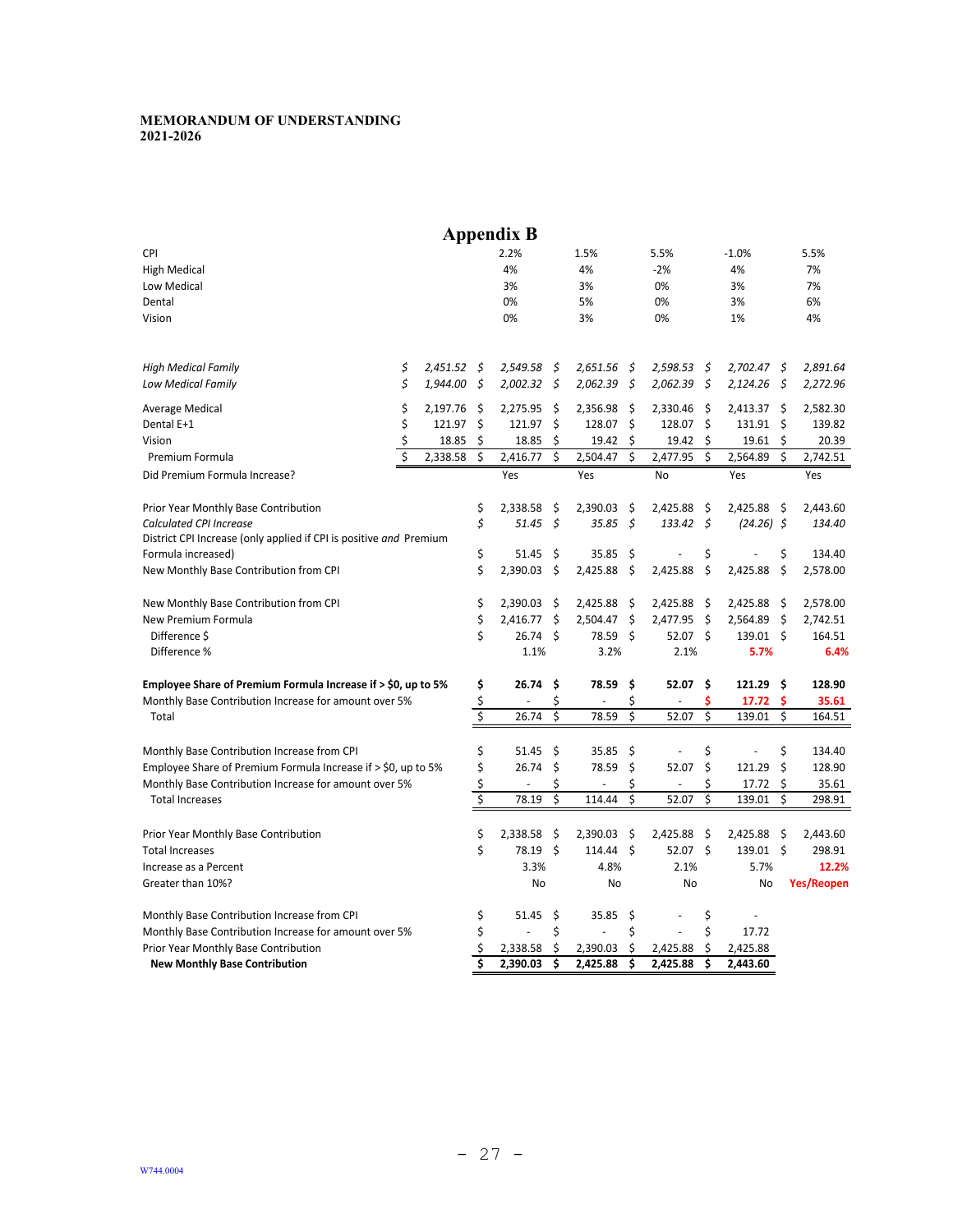**MEMORANDUM OF UNDERSTANDING**
**2021-2026**

# Appendix B

| | | | | | | |
|---|---|---|---|---|---|---|
| CPI | | 2.2% | 1.5% | 5.5% | -1.0% | 5.5% |
| High Medical | | 4% | 4% | -2% | 4% | 7% |
| Low Medical | | 3% | 3% | 0% | 3% | 7% |
| Dental | | 0% | 5% | 0% | 3% | 6% |
| Vision | | 0% | 3% | 0% | 1% | 4% |
| | | | | | | |
| *High Medical Family* | *$ 2,451.52* | *$ 2,549.58* | *$ 2,651.56* | *$ 2,598.53* | *$ 2,702.47* | *$ 2,891.64* |
| *Low Medical Family* | *$ 1,944.00* | *$ 2,002.32* | *$ 2,062.39* | *$ 2,062.39* | *$ 2,124.26* | *$ 2,272.96* |
| Average Medical | $ 2,197.76 | $ 2,275.95 | $ 2,356.98 | $ 2,330.46 | $ 2,413.37 | $ 2,582.30 |
| Dental E+1 | $ 121.97 | $ 121.97 | $ 128.07 | $ 128.07 | $ 131.91 | $ 139.82 |
| Vision | $ 18.85 | $ 18.85 | $ 19.42 | $ 19.42 | $ 19.61 | $ 20.39 |
| Premium Formula | $ 2,338.58 | $ 2,416.77 | $ 2,504.47 | $ 2,477.95 | $ 2,564.89 | $ 2,742.51 |
| Did Premium Formula Increase? | | Yes | Yes | No | Yes | Yes |
| | | | | | | |
| Prior Year Monthly Base Contribution | | $ 2,338.58 | $ 2,390.03 | $ 2,425.88 | $ 2,425.88 | $ 2,443.60 |
| *Calculated CPI Increase* | | *$ 51.45* | *$ 35.85* | *$ 133.42* | *$ (24.26)* | *$ 134.40* |
| District CPI Increase (only applied if CPI is positive *and* Premium Formula increased) | | $ 51.45 | $ 35.85 | $ - | $ - | $ 134.40 |
| New Monthly Base Contribution from CPI | | $ 2,390.03 | $ 2,425.88 | $ 2,425.88 | $ 2,425.88 | $ 2,578.00 |
| | | | | | | |
| New Monthly Base Contribution from CPI | | $ 2,390.03 | $ 2,425.88 | $ 2,425.88 | $ 2,425.88 | $ 2,578.00 |
| New Premium Formula | | $ 2,416.77 | $ 2,504.47 | $ 2,477.95 | $ 2,564.89 | $ 2,742.51 |
| Difference $ | | $ 26.74 | $ 78.59 | $ 52.07 | $ 139.01 | $ 164.51 |
| Difference % | | 1.1% | 3.2% | 2.1% | 5.7% | 6.4% |
| | | | | | | |
| **Employee Share of Premium Formula Increase if > $0, up to 5%** | | **$ 26.74** | **$ 78.59** | **$ 52.07** | **$ 121.29** | **$ 128.90** |
| Monthly Base Contribution Increase for amount over 5% | | $ - | $ - | $ - | $ 17.72 | $ 35.61 |
| Total | | $ 26.74 | $ 78.59 | $ 52.07 | $ 139.01 | $ 164.51 |
| | | | | | | |
| Monthly Base Contribution Increase from CPI | | $ 51.45 | $ 35.85 | $ - | $ - | $ 134.40 |
| Employee Share of Premium Formula Increase if > $0, up to 5% | | $ 26.74 | $ 78.59 | $ 52.07 | $ 121.29 | $ 128.90 |
| Monthly Base Contribution Increase for amount over 5% | | $ - | $ - | $ - | $ 17.72 | $ 35.61 |
| Total Increases | | $ 78.19 | $ 114.44 | $ 52.07 | $ 139.01 | $ 298.91 |
| | | | | | | |
| Prior Year Monthly Base Contribution | | $ 2,338.58 | $ 2,390.03 | $ 2,425.88 | $ 2,425.88 | $ 2,443.60 |
| Total Increases | | $ 78.19 | $ 114.44 | $ 52.07 | $ 139.01 | $ 298.91 |
| Increase as a Percent | | 3.3% | 4.8% | 2.1% | 5.7% | 12.2% |
| Greater than 10%? | | No | No | No | No | Yes/Reopen |
| | | | | | | |
| Monthly Base Contribution Increase from CPI | | $ 51.45 | $ 35.85 | $ - | $ - | |
| Monthly Base Contribution Increase for amount over 5% | | $ - | $ - | $ - | $ 17.72 | |
| Prior Year Monthly Base Contribution | | $ 2,338.58 | $ 2,390.03 | $ 2,425.88 | $ 2,425.88 | |
| **New Monthly Base Contribution** | | **$ 2,390.03** | **$ 2,425.88** | **$ 2,425.88** | **$ 2,443.60** | |

W744.0004